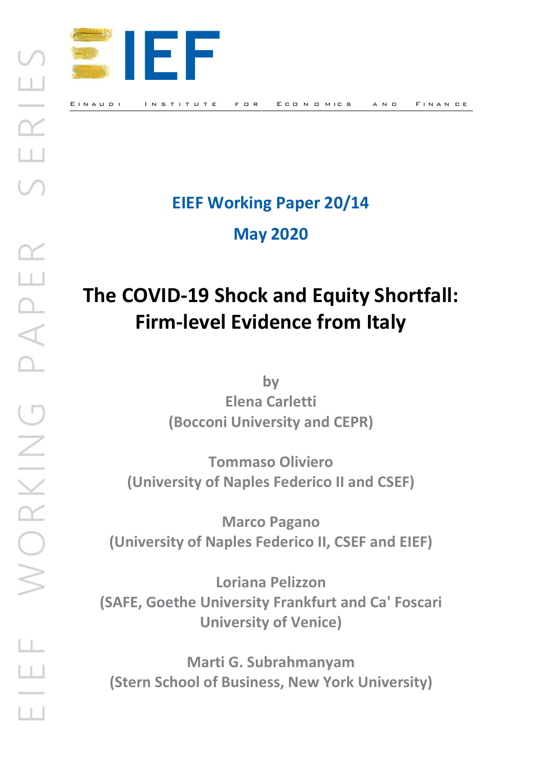EIEF WORKING PAPER SERIES

# EIEF

EINAUDI INSTITUTE FOR ECONOMICS AND FINANCE

**EIEF Working Paper 20/14**

**May 2020**

# The COVID-19 Shock and Equity Shortfall: Firm-level Evidence from Italy

**by**

**Elena Carletti**
**(Bocconi University and CEPR)**

**Tommaso Oliviero**
**(University of Naples Federico II and CSEF)**

**Marco Pagano**
**(University of Naples Federico II, CSEF and EIEF)**

**Loriana Pelizzon**
**(SAFE, Goethe University Frankfurt and Ca' Foscari University of Venice)**

**Marti G. Subrahmanyam**
**(Stern School of Business, New York University)**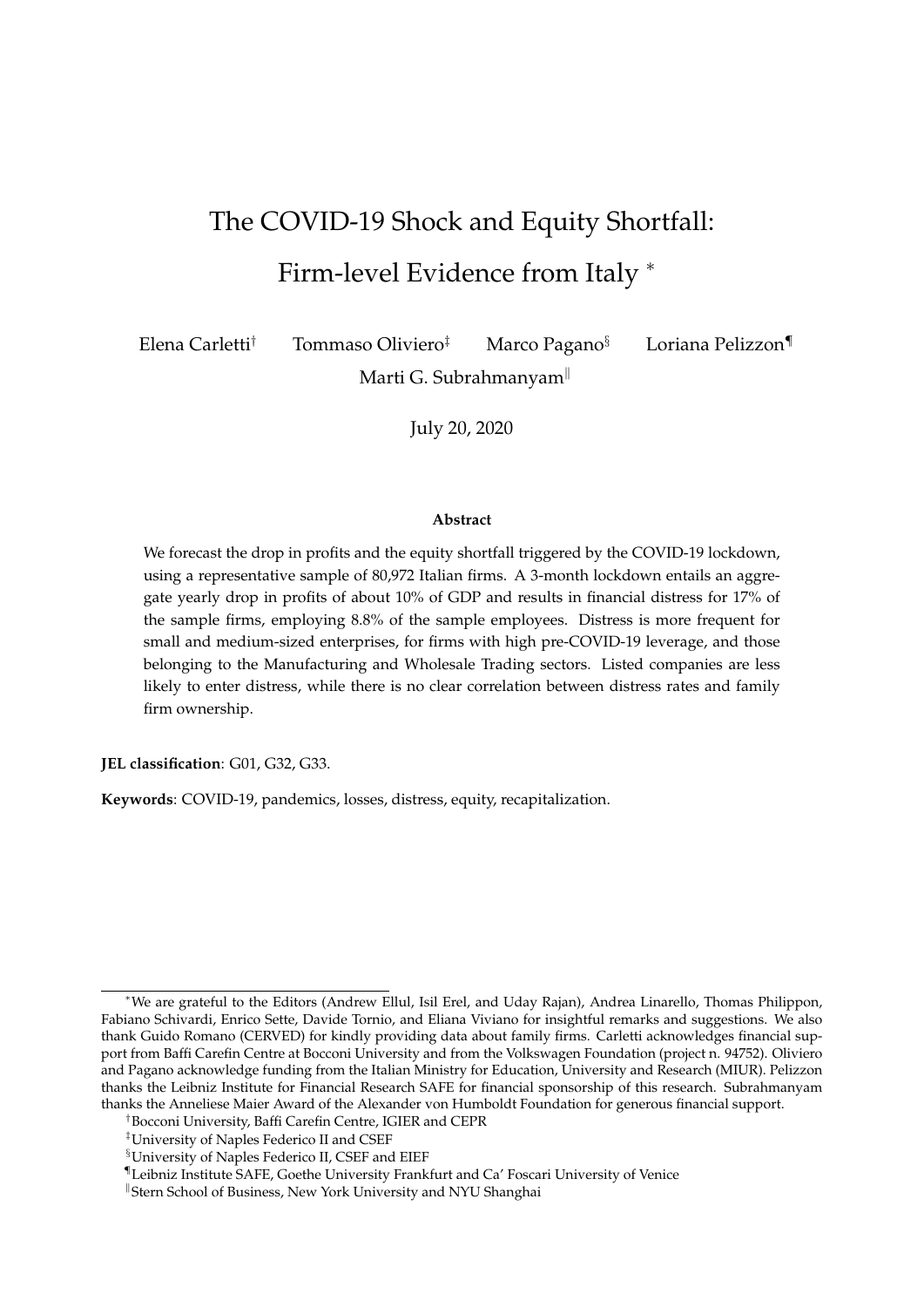# The COVID-19 Shock and Equity Shortfall: Firm-level Evidence from Italy [*]

Elena Carletti[†] Tommaso Oliviero[‡] Marco Pagano[§] Loriana Pelizzon[¶]
Marti G. Subrahmanyam[‖]

July 20, 2020

**Abstract**

We forecast the drop in profits and the equity shortfall triggered by the COVID-19 lockdown, using a representative sample of 80,972 Italian firms. A 3-month lockdown entails an aggregate yearly drop in profits of about 10% of GDP and results in financial distress for 17% of the sample firms, employing 8.8% of the sample employees. Distress is more frequent for small and medium-sized enterprises, for firms with high pre-COVID-19 leverage, and those belonging to the Manufacturing and Wholesale Trading sectors. Listed companies are less likely to enter distress, while there is no clear correlation between distress rates and family firm ownership.

**JEL classification**: G01, G32, G33.

**Keywords**: COVID-19, pandemics, losses, distress, equity, recapitalization.

---

[*] We are grateful to the Editors (Andrew Ellul, Isil Erel, and Uday Rajan), Andrea Linarello, Thomas Philippon, Fabiano Schivardi, Enrico Sette, Davide Tornio, and Eliana Viviano for insightful remarks and suggestions. We also thank Guido Romano (CERVED) for kindly providing data about family firms. Carletti acknowledges financial support from Baffi Carefin Centre at Bocconi University and from the Volkswagen Foundation (project n. 94752). Oliviero and Pagano acknowledge funding from the Italian Ministry for Education, University and Research (MIUR). Pelizzon thanks the Leibniz Institute for Financial Research SAFE for financial sponsorship of this research. Subrahmanyam thanks the Anneliese Maier Award of the Alexander von Humboldt Foundation for generous financial support.

[†] Bocconi University, Baffi Carefin Centre, IGIER and CEPR

[‡] University of Naples Federico II and CSEF

[§] University of Naples Federico II, CSEF and EIEF

[¶] Leibniz Institute SAFE, Goethe University Frankfurt and Ca' Foscari University of Venice

[‖] Stern School of Business, New York University and NYU Shanghai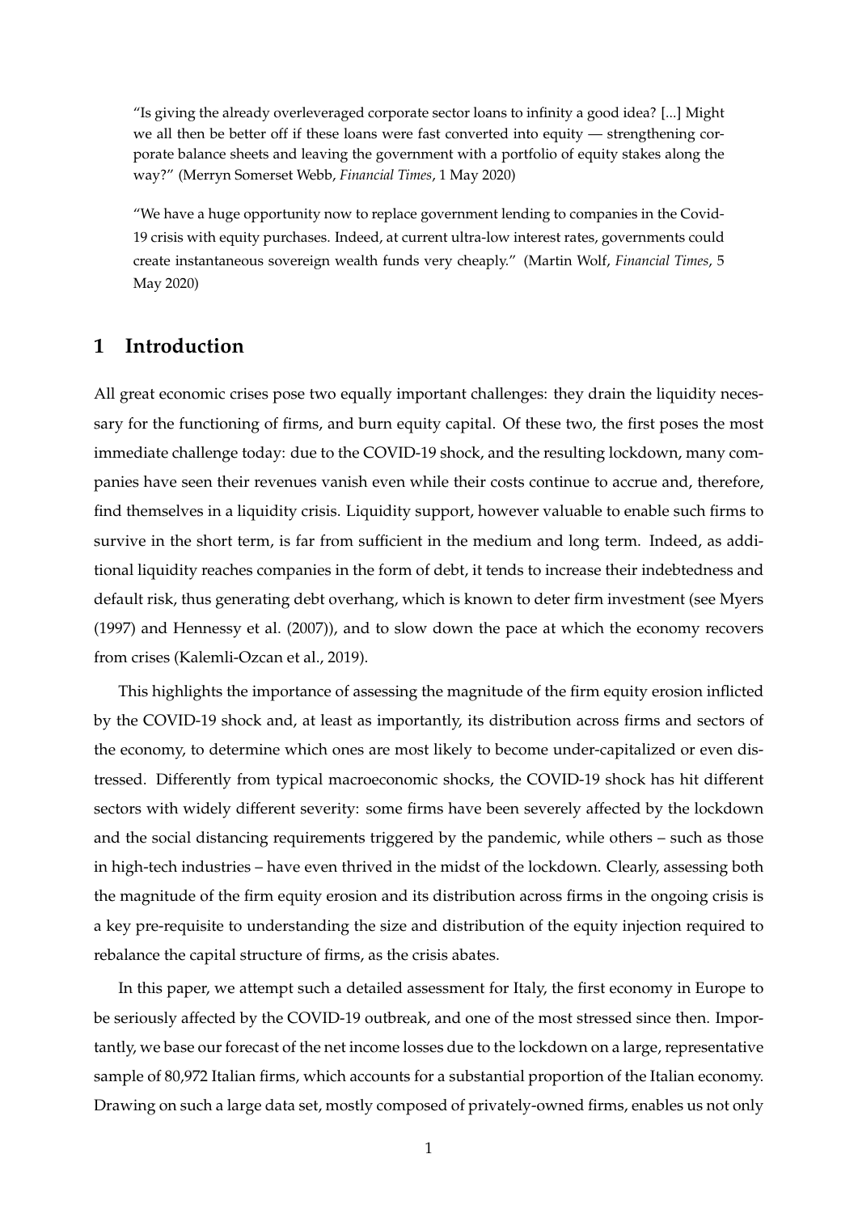“Is giving the already overleveraged corporate sector loans to infinity a good idea? [...] Might we all then be better off if these loans were fast converted into equity — strengthening corporate balance sheets and leaving the government with a portfolio of equity stakes along the way?” (Merryn Somerset Webb, *Financial Times*, 1 May 2020)

“We have a huge opportunity now to replace government lending to companies in the Covid-19 crisis with equity purchases. Indeed, at current ultra-low interest rates, governments could create instantaneous sovereign wealth funds very cheaply.” (Martin Wolf, *Financial Times*, 5 May 2020)

## 1 Introduction

All great economic crises pose two equally important challenges: they drain the liquidity necessary for the functioning of firms, and burn equity capital. Of these two, the first poses the most immediate challenge today: due to the COVID-19 shock, and the resulting lockdown, many companies have seen their revenues vanish even while their costs continue to accrue and, therefore, find themselves in a liquidity crisis. Liquidity support, however valuable to enable such firms to survive in the short term, is far from sufficient in the medium and long term. Indeed, as additional liquidity reaches companies in the form of debt, it tends to increase their indebtedness and default risk, thus generating debt overhang, which is known to deter firm investment (see Myers (1997) and Hennessy et al. (2007)), and to slow down the pace at which the economy recovers from crises (Kalemli-Ozcan et al., 2019).

This highlights the importance of assessing the magnitude of the firm equity erosion inflicted by the COVID-19 shock and, at least as importantly, its distribution across firms and sectors of the economy, to determine which ones are most likely to become under-capitalized or even distressed. Differently from typical macroeconomic shocks, the COVID-19 shock has hit different sectors with widely different severity: some firms have been severely affected by the lockdown and the social distancing requirements triggered by the pandemic, while others – such as those in high-tech industries – have even thrived in the midst of the lockdown. Clearly, assessing both the magnitude of the firm equity erosion and its distribution across firms in the ongoing crisis is a key pre-requisite to understanding the size and distribution of the equity injection required to rebalance the capital structure of firms, as the crisis abates.

In this paper, we attempt such a detailed assessment for Italy, the first economy in Europe to be seriously affected by the COVID-19 outbreak, and one of the most stressed since then. Importantly, we base our forecast of the net income losses due to the lockdown on a large, representative sample of 80,972 Italian firms, which accounts for a substantial proportion of the Italian economy. Drawing on such a large data set, mostly composed of privately-owned firms, enables us not only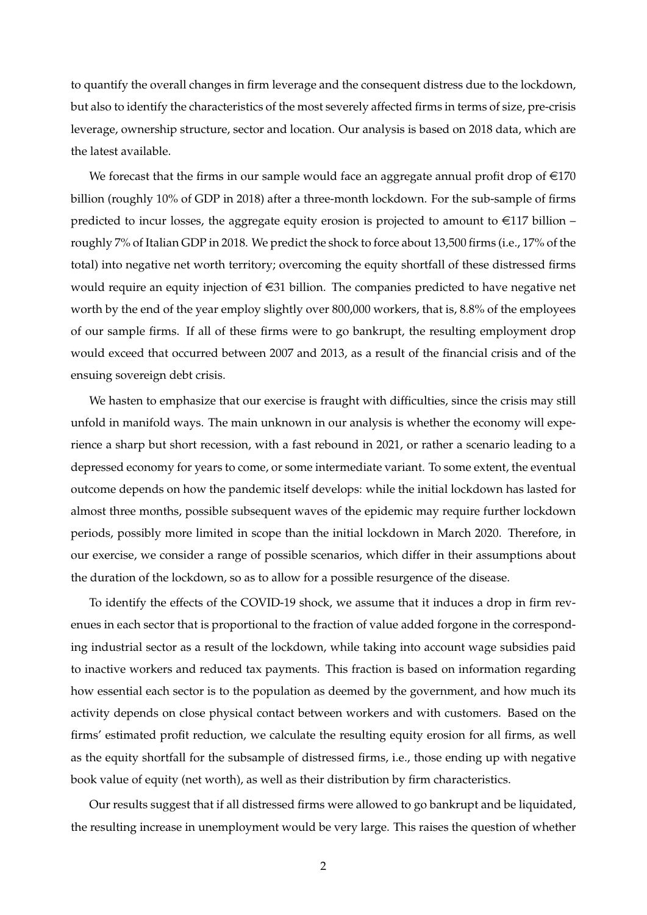to quantify the overall changes in firm leverage and the consequent distress due to the lockdown, but also to identify the characteristics of the most severely affected firms in terms of size, pre-crisis leverage, ownership structure, sector and location. Our analysis is based on 2018 data, which are the latest available.

We forecast that the firms in our sample would face an aggregate annual profit drop of €170 billion (roughly 10% of GDP in 2018) after a three-month lockdown. For the sub-sample of firms predicted to incur losses, the aggregate equity erosion is projected to amount to €117 billion – roughly 7% of Italian GDP in 2018. We predict the shock to force about 13,500 firms (i.e., 17% of the total) into negative net worth territory; overcoming the equity shortfall of these distressed firms would require an equity injection of €31 billion. The companies predicted to have negative net worth by the end of the year employ slightly over 800,000 workers, that is, 8.8% of the employees of our sample firms. If all of these firms were to go bankrupt, the resulting employment drop would exceed that occurred between 2007 and 2013, as a result of the financial crisis and of the ensuing sovereign debt crisis.

We hasten to emphasize that our exercise is fraught with difficulties, since the crisis may still unfold in manifold ways. The main unknown in our analysis is whether the economy will experience a sharp but short recession, with a fast rebound in 2021, or rather a scenario leading to a depressed economy for years to come, or some intermediate variant. To some extent, the eventual outcome depends on how the pandemic itself develops: while the initial lockdown has lasted for almost three months, possible subsequent waves of the epidemic may require further lockdown periods, possibly more limited in scope than the initial lockdown in March 2020. Therefore, in our exercise, we consider a range of possible scenarios, which differ in their assumptions about the duration of the lockdown, so as to allow for a possible resurgence of the disease.

To identify the effects of the COVID-19 shock, we assume that it induces a drop in firm revenues in each sector that is proportional to the fraction of value added forgone in the corresponding industrial sector as a result of the lockdown, while taking into account wage subsidies paid to inactive workers and reduced tax payments. This fraction is based on information regarding how essential each sector is to the population as deemed by the government, and how much its activity depends on close physical contact between workers and with customers. Based on the firms' estimated profit reduction, we calculate the resulting equity erosion for all firms, as well as the equity shortfall for the subsample of distressed firms, i.e., those ending up with negative book value of equity (net worth), as well as their distribution by firm characteristics.

Our results suggest that if all distressed firms were allowed to go bankrupt and be liquidated, the resulting increase in unemployment would be very large. This raises the question of whether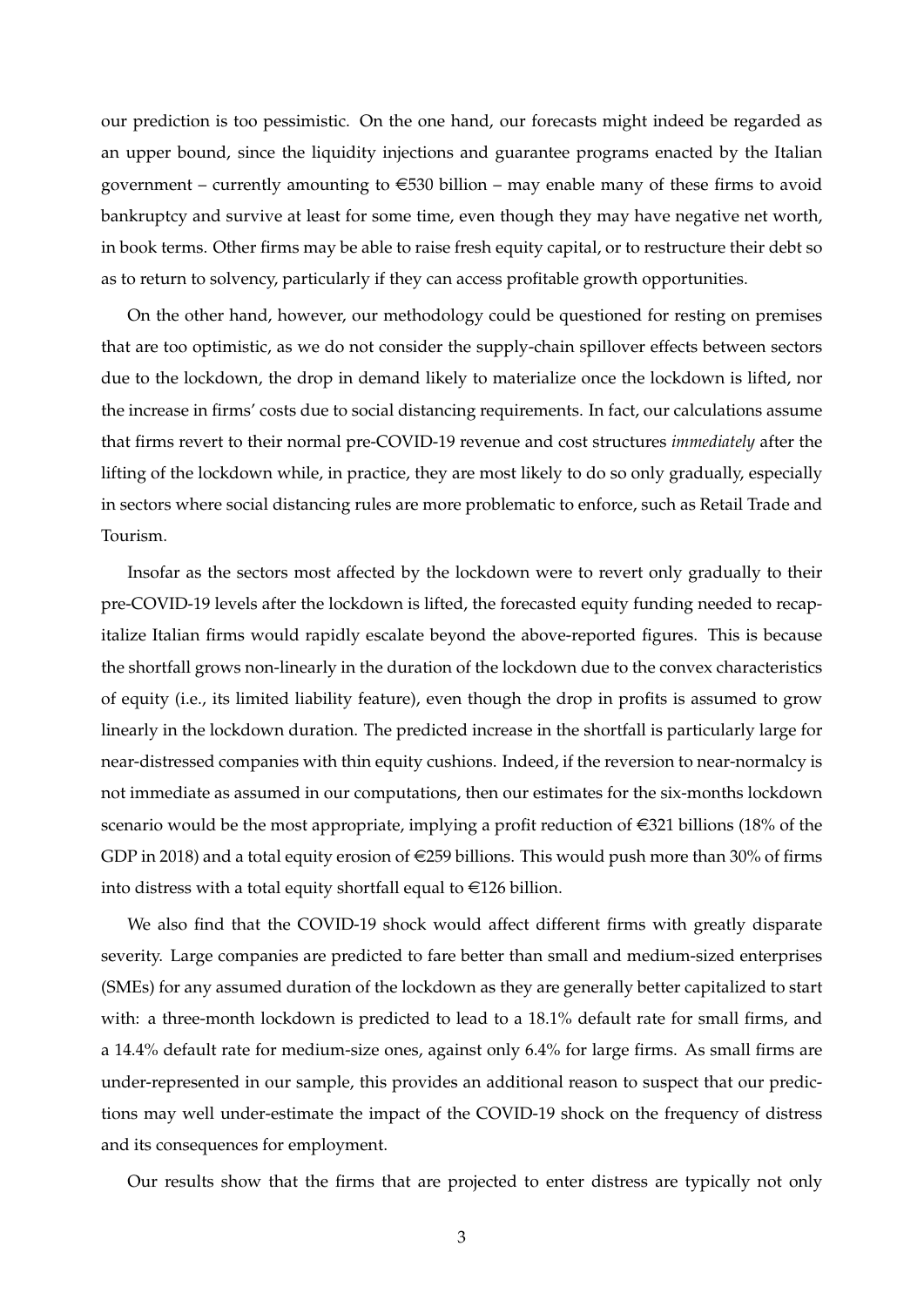our prediction is too pessimistic. On the one hand, our forecasts might indeed be regarded as an upper bound, since the liquidity injections and guarantee programs enacted by the Italian government – currently amounting to €530 billion – may enable many of these firms to avoid bankruptcy and survive at least for some time, even though they may have negative net worth, in book terms. Other firms may be able to raise fresh equity capital, or to restructure their debt so as to return to solvency, particularly if they can access profitable growth opportunities.

On the other hand, however, our methodology could be questioned for resting on premises that are too optimistic, as we do not consider the supply-chain spillover effects between sectors due to the lockdown, the drop in demand likely to materialize once the lockdown is lifted, nor the increase in firms' costs due to social distancing requirements. In fact, our calculations assume that firms revert to their normal pre-COVID-19 revenue and cost structures *immediately* after the lifting of the lockdown while, in practice, they are most likely to do so only gradually, especially in sectors where social distancing rules are more problematic to enforce, such as Retail Trade and Tourism.

Insofar as the sectors most affected by the lockdown were to revert only gradually to their pre-COVID-19 levels after the lockdown is lifted, the forecasted equity funding needed to recapitalize Italian firms would rapidly escalate beyond the above-reported figures. This is because the shortfall grows non-linearly in the duration of the lockdown due to the convex characteristics of equity (i.e., its limited liability feature), even though the drop in profits is assumed to grow linearly in the lockdown duration. The predicted increase in the shortfall is particularly large for near-distressed companies with thin equity cushions. Indeed, if the reversion to near-normalcy is not immediate as assumed in our computations, then our estimates for the six-months lockdown scenario would be the most appropriate, implying a profit reduction of €321 billions (18% of the GDP in 2018) and a total equity erosion of €259 billions. This would push more than 30% of firms into distress with a total equity shortfall equal to €126 billion.

We also find that the COVID-19 shock would affect different firms with greatly disparate severity. Large companies are predicted to fare better than small and medium-sized enterprises (SMEs) for any assumed duration of the lockdown as they are generally better capitalized to start with: a three-month lockdown is predicted to lead to a 18.1% default rate for small firms, and a 14.4% default rate for medium-size ones, against only 6.4% for large firms. As small firms are under-represented in our sample, this provides an additional reason to suspect that our predictions may well under-estimate the impact of the COVID-19 shock on the frequency of distress and its consequences for employment.

Our results show that the firms that are projected to enter distress are typically not only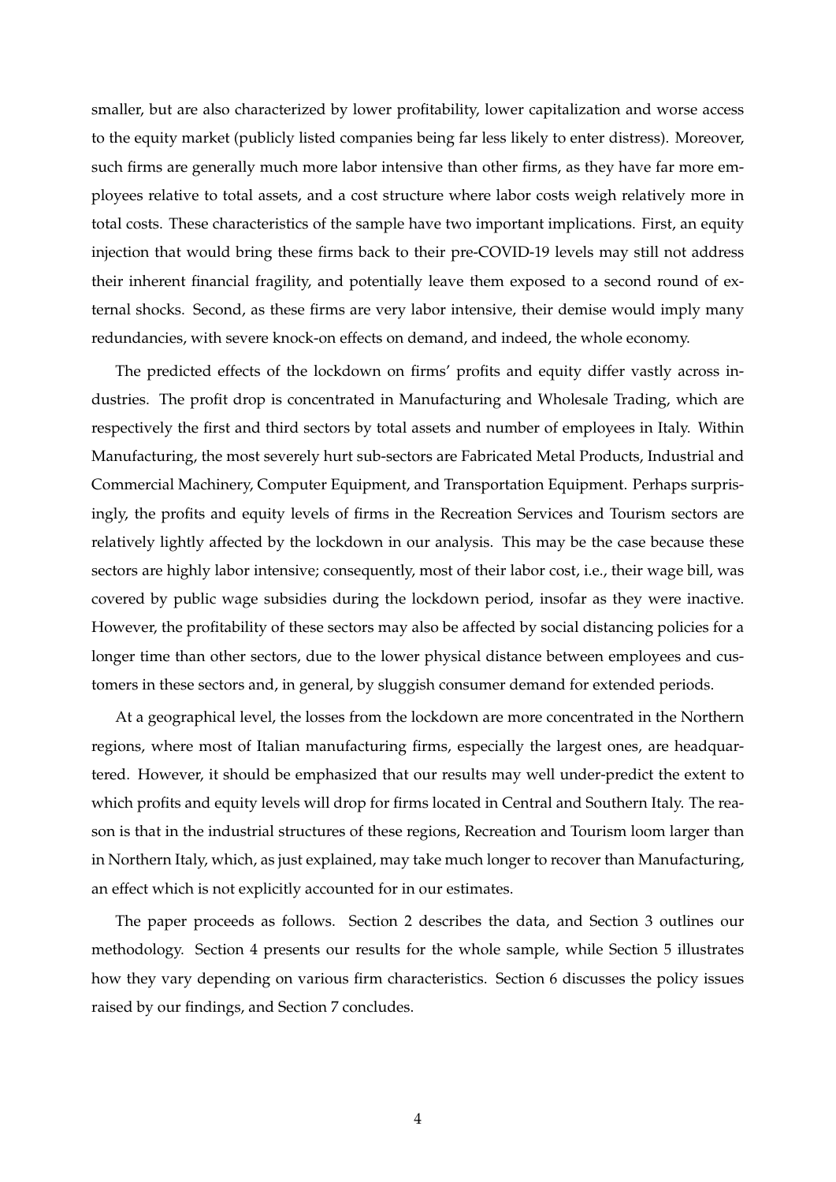smaller, but are also characterized by lower profitability, lower capitalization and worse access to the equity market (publicly listed companies being far less likely to enter distress). Moreover, such firms are generally much more labor intensive than other firms, as they have far more employees relative to total assets, and a cost structure where labor costs weigh relatively more in total costs. These characteristics of the sample have two important implications. First, an equity injection that would bring these firms back to their pre-COVID-19 levels may still not address their inherent financial fragility, and potentially leave them exposed to a second round of external shocks. Second, as these firms are very labor intensive, their demise would imply many redundancies, with severe knock-on effects on demand, and indeed, the whole economy.

The predicted effects of the lockdown on firms' profits and equity differ vastly across industries. The profit drop is concentrated in Manufacturing and Wholesale Trading, which are respectively the first and third sectors by total assets and number of employees in Italy. Within Manufacturing, the most severely hurt sub-sectors are Fabricated Metal Products, Industrial and Commercial Machinery, Computer Equipment, and Transportation Equipment. Perhaps surprisingly, the profits and equity levels of firms in the Recreation Services and Tourism sectors are relatively lightly affected by the lockdown in our analysis. This may be the case because these sectors are highly labor intensive; consequently, most of their labor cost, i.e., their wage bill, was covered by public wage subsidies during the lockdown period, insofar as they were inactive. However, the profitability of these sectors may also be affected by social distancing policies for a longer time than other sectors, due to the lower physical distance between employees and customers in these sectors and, in general, by sluggish consumer demand for extended periods.

At a geographical level, the losses from the lockdown are more concentrated in the Northern regions, where most of Italian manufacturing firms, especially the largest ones, are headquartered. However, it should be emphasized that our results may well under-predict the extent to which profits and equity levels will drop for firms located in Central and Southern Italy. The reason is that in the industrial structures of these regions, Recreation and Tourism loom larger than in Northern Italy, which, as just explained, may take much longer to recover than Manufacturing, an effect which is not explicitly accounted for in our estimates.

The paper proceeds as follows. Section 2 describes the data, and Section 3 outlines our methodology. Section 4 presents our results for the whole sample, while Section 5 illustrates how they vary depending on various firm characteristics. Section 6 discusses the policy issues raised by our findings, and Section 7 concludes.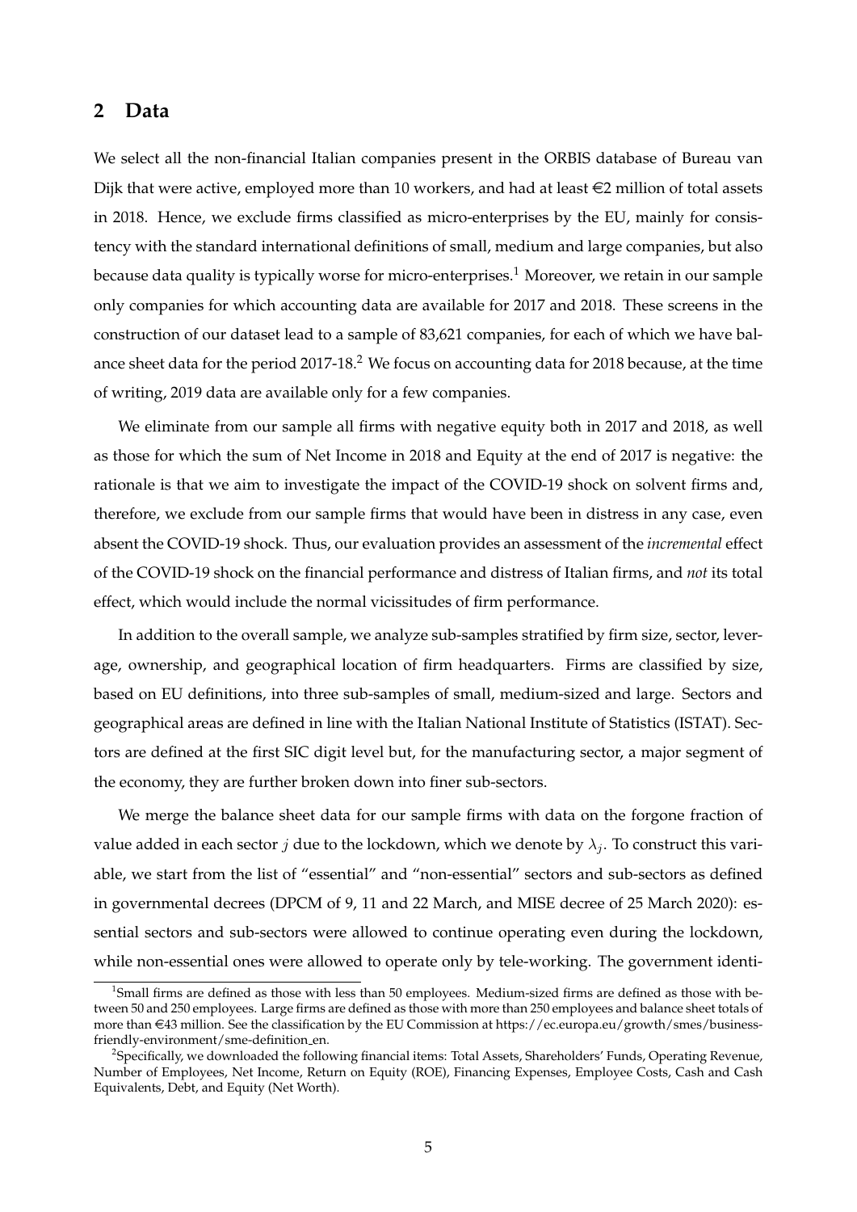## 2 Data

We select all the non-financial Italian companies present in the ORBIS database of Bureau van Dijk that were active, employed more than 10 workers, and had at least €2 million of total assets in 2018. Hence, we exclude firms classified as micro-enterprises by the EU, mainly for consistency with the standard international definitions of small, medium and large companies, but also because data quality is typically worse for micro-enterprises.[1] Moreover, we retain in our sample only companies for which accounting data are available for 2017 and 2018. These screens in the construction of our dataset lead to a sample of 83,621 companies, for each of which we have balance sheet data for the period 2017-18.[2] We focus on accounting data for 2018 because, at the time of writing, 2019 data are available only for a few companies.

We eliminate from our sample all firms with negative equity both in 2017 and 2018, as well as those for which the sum of Net Income in 2018 and Equity at the end of 2017 is negative: the rationale is that we aim to investigate the impact of the COVID-19 shock on solvent firms and, therefore, we exclude from our sample firms that would have been in distress in any case, even absent the COVID-19 shock. Thus, our evaluation provides an assessment of the *incremental* effect of the COVID-19 shock on the financial performance and distress of Italian firms, and *not* its total effect, which would include the normal vicissitudes of firm performance.

In addition to the overall sample, we analyze sub-samples stratified by firm size, sector, leverage, ownership, and geographical location of firm headquarters. Firms are classified by size, based on EU definitions, into three sub-samples of small, medium-sized and large. Sectors and geographical areas are defined in line with the Italian National Institute of Statistics (ISTAT). Sectors are defined at the first SIC digit level but, for the manufacturing sector, a major segment of the economy, they are further broken down into finer sub-sectors.

We merge the balance sheet data for our sample firms with data on the forgone fraction of value added in each sector $j$ due to the lockdown, which we denote by $\lambda_j$. To construct this variable, we start from the list of "essential" and "non-essential" sectors and sub-sectors as defined in governmental decrees (DPCM of 9, 11 and 22 March, and MISE decree of 25 March 2020): essential sectors and sub-sectors were allowed to continue operating even during the lockdown, while non-essential ones were allowed to operate only by tele-working. The government identi-

[1] Small firms are defined as those with less than 50 employees. Medium-sized firms are defined as those with between 50 and 250 employees. Large firms are defined as those with more than 250 employees and balance sheet totals of more than €43 million. See the classification by the EU Commission at https://ec.europa.eu/growth/smes/business-friendly-environment/sme-definition_en.

[2] Specifically, we downloaded the following financial items: Total Assets, Shareholders' Funds, Operating Revenue, Number of Employees, Net Income, Return on Equity (ROE), Financing Expenses, Employee Costs, Cash and Cash Equivalents, Debt, and Equity (Net Worth).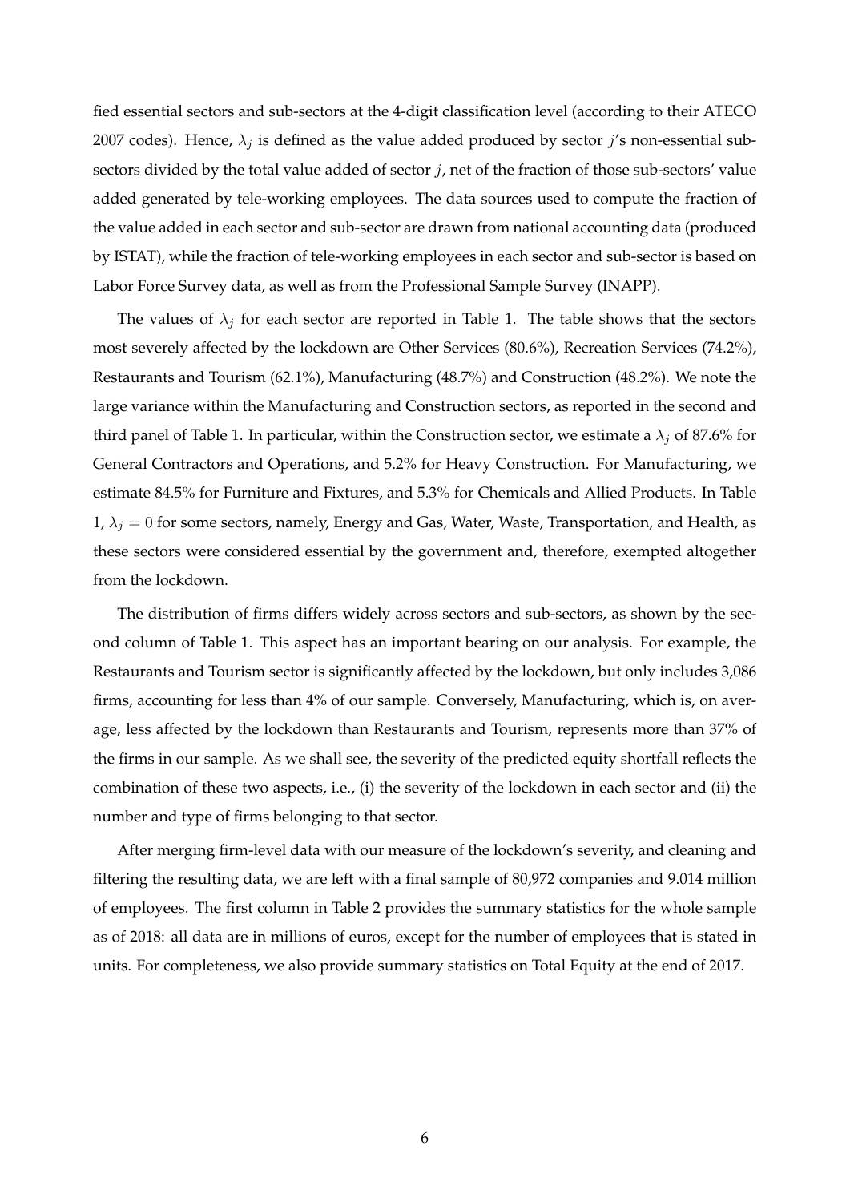fied essential sectors and sub-sectors at the 4-digit classification level (according to their ATECO 2007 codes). Hence, $\lambda_j$ is defined as the value added produced by sector $j$'s non-essential sub-sectors divided by the total value added of sector $j$, net of the fraction of those sub-sectors' value added generated by tele-working employees. The data sources used to compute the fraction of the value added in each sector and sub-sector are drawn from national accounting data (produced by ISTAT), while the fraction of tele-working employees in each sector and sub-sector is based on Labor Force Survey data, as well as from the Professional Sample Survey (INAPP).

The values of $\lambda_j$ for each sector are reported in Table 1. The table shows that the sectors most severely affected by the lockdown are Other Services (80.6%), Recreation Services (74.2%), Restaurants and Tourism (62.1%), Manufacturing (48.7%) and Construction (48.2%). We note the large variance within the Manufacturing and Construction sectors, as reported in the second and third panel of Table 1. In particular, within the Construction sector, we estimate a $\lambda_j$ of 87.6% for General Contractors and Operations, and 5.2% for Heavy Construction. For Manufacturing, we estimate 84.5% for Furniture and Fixtures, and 5.3% for Chemicals and Allied Products. In Table 1, $\lambda_j = 0$ for some sectors, namely, Energy and Gas, Water, Waste, Transportation, and Health, as these sectors were considered essential by the government and, therefore, exempted altogether from the lockdown.

The distribution of firms differs widely across sectors and sub-sectors, as shown by the second column of Table 1. This aspect has an important bearing on our analysis. For example, the Restaurants and Tourism sector is significantly affected by the lockdown, but only includes 3,086 firms, accounting for less than 4% of our sample. Conversely, Manufacturing, which is, on average, less affected by the lockdown than Restaurants and Tourism, represents more than 37% of the firms in our sample. As we shall see, the severity of the predicted equity shortfall reflects the combination of these two aspects, i.e., (i) the severity of the lockdown in each sector and (ii) the number and type of firms belonging to that sector.

After merging firm-level data with our measure of the lockdown's severity, and cleaning and filtering the resulting data, we are left with a final sample of 80,972 companies and 9.014 million of employees. The first column in Table 2 provides the summary statistics for the whole sample as of 2018: all data are in millions of euros, except for the number of employees that is stated in units. For completeness, we also provide summary statistics on Total Equity at the end of 2017.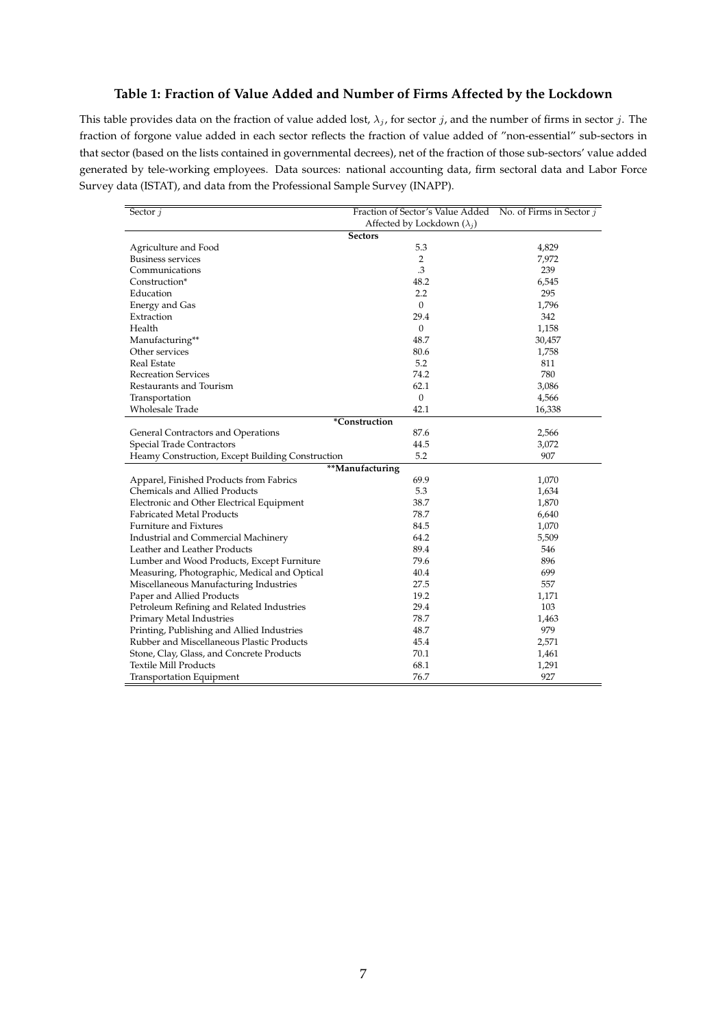### Table 1: Fraction of Value Added and Number of Firms Affected by the Lockdown

This table provides data on the fraction of value added lost, $\lambda_j$, for sector $j$, and the number of firms in sector $j$. The fraction of forgone value added in each sector reflects the fraction of value added of "non-essential" sub-sectors in that sector (based on the lists contained in governmental decrees), net of the fraction of those sub-sectors' value added generated by tele-working employees. Data sources: national accounting data, firm sectoral data and Labor Force Survey data (ISTAT), and data from the Professional Sample Survey (INAPP).

| Sector $j$ | Fraction of Sector's Value Added Affected by Lockdown ($\lambda_j$) | No. of Firms in Sector $j$ |
|---|---|---|
| **Sectors** | | |
| Agriculture and Food | 5.3 | 4,829 |
| Business services | 2 | 7,972 |
| Communications | .3 | 239 |
| Construction* | 48.2 | 6,545 |
| Education | 2.2 | 295 |
| Energy and Gas | 0 | 1,796 |
| Extraction | 29.4 | 342 |
| Health | 0 | 1,158 |
| Manufacturing** | 48.7 | 30,457 |
| Other services | 80.6 | 1,758 |
| Real Estate | 5.2 | 811 |
| Recreation Services | 74.2 | 780 |
| Restaurants and Tourism | 62.1 | 3,086 |
| Transportation | 0 | 4,566 |
| Wholesale Trade | 42.1 | 16,338 |
| ***Construction** | | |
| General Contractors and Operations | 87.6 | 2,566 |
| Special Trade Contractors | 44.5 | 3,072 |
| Heamy Construction, Except Building Construction | 5.2 | 907 |
| ****Manufacturing** | | |
| Apparel, Finished Products from Fabrics | 69.9 | 1,070 |
| Chemicals and Allied Products | 5.3 | 1,634 |
| Electronic and Other Electrical Equipment | 38.7 | 1,870 |
| Fabricated Metal Products | 78.7 | 6,640 |
| Furniture and Fixtures | 84.5 | 1,070 |
| Industrial and Commercial Machinery | 64.2 | 5,509 |
| Leather and Leather Products | 89.4 | 546 |
| Lumber and Wood Products, Except Furniture | 79.6 | 896 |
| Measuring, Photographic, Medical and Optical | 40.4 | 699 |
| Miscellaneous Manufacturing Industries | 27.5 | 557 |
| Paper and Allied Products | 19.2 | 1,171 |
| Petroleum Refining and Related Industries | 29.4 | 103 |
| Primary Metal Industries | 78.7 | 1,463 |
| Printing, Publishing and Allied Industries | 48.7 | 979 |
| Rubber and Miscellaneous Plastic Products | 45.4 | 2,571 |
| Stone, Clay, Glass, and Concrete Products | 70.1 | 1,461 |
| Textile Mill Products | 68.1 | 1,291 |
| Transportation Equipment | 76.7 | 927 |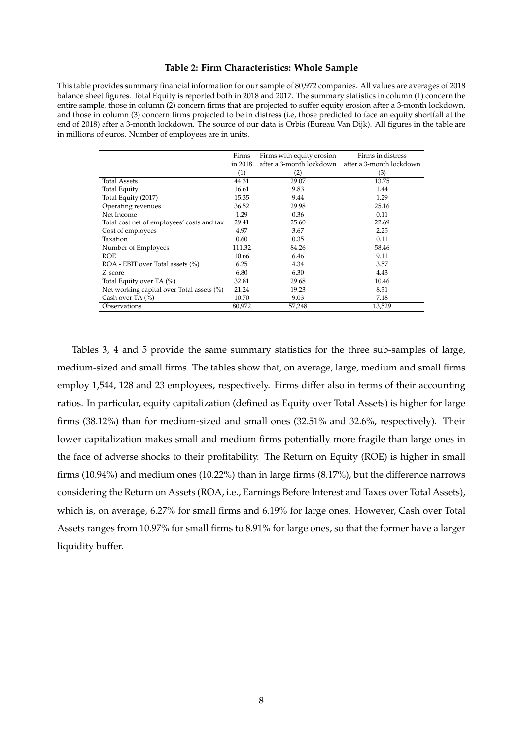**Table 2: Firm Characteristics: Whole Sample**

This table provides summary financial information for our sample of 80,972 companies. All values are averages of 2018 balance sheet figures. Total Equity is reported both in 2018 and 2017. The summary statistics in column (1) concern the entire sample, those in column (2) concern firms that are projected to suffer equity erosion after a 3-month lockdown, and those in column (3) concern firms projected to be in distress (i.e, those predicted to face an equity shortfall at the end of 2018) after a 3-month lockdown. The source of our data is Orbis (Bureau Van Dijk). All figures in the table are in millions of euros. Number of employees are in units.

| | Firms in 2018 | Firms with equity erosion after a 3-month lockdown | Firms in distress after a 3-month lockdown |
|---|---|---|---|
| | (1) | (2) | (3) |
| Total Assets | 44.31 | 29.07 | 13.75 |
| Total Equity | 16.61 | 9.83 | 1.44 |
| Total Equity (2017) | 15.35 | 9.44 | 1.29 |
| Operating revenues | 36.52 | 29.98 | 25.16 |
| Net Income | 1.29 | 0.36 | 0.11 |
| Total cost net of employees' costs and tax | 29.41 | 25.60 | 22.69 |
| Cost of employees | 4.97 | 3.67 | 2.25 |
| Taxation | 0.60 | 0.35 | 0.11 |
| Number of Employees | 111.32 | 84.26 | 58.46 |
| ROE | 10.66 | 6.46 | 9.11 |
| ROA - EBIT over Total assets (%) | 6.25 | 4.34 | 3.57 |
| Z-score | 6.80 | 6.30 | 4.43 |
| Total Equity over TA (%) | 32.81 | 29.68 | 10.46 |
| Net working capital over Total assets (%) | 21.24 | 19.23 | 8.31 |
| Cash over TA (%) | 10.70 | 9.03 | 7.18 |
| Observations | 80,972 | 57,248 | 13,529 |

Tables 3, 4 and 5 provide the same summary statistics for the three sub-samples of large, medium-sized and small firms. The tables show that, on average, large, medium and small firms employ 1,544, 128 and 23 employees, respectively. Firms differ also in terms of their accounting ratios. In particular, equity capitalization (defined as Equity over Total Assets) is higher for large firms (38.12%) than for medium-sized and small ones (32.51% and 32.6%, respectively). Their lower capitalization makes small and medium firms potentially more fragile than large ones in the face of adverse shocks to their profitability. The Return on Equity (ROE) is higher in small firms (10.94%) and medium ones (10.22%) than in large firms (8.17%), but the difference narrows considering the Return on Assets (ROA, i.e., Earnings Before Interest and Taxes over Total Assets), which is, on average, 6.27% for small firms and 6.19% for large ones. However, Cash over Total Assets ranges from 10.97% for small firms to 8.91% for large ones, so that the former have a larger liquidity buffer.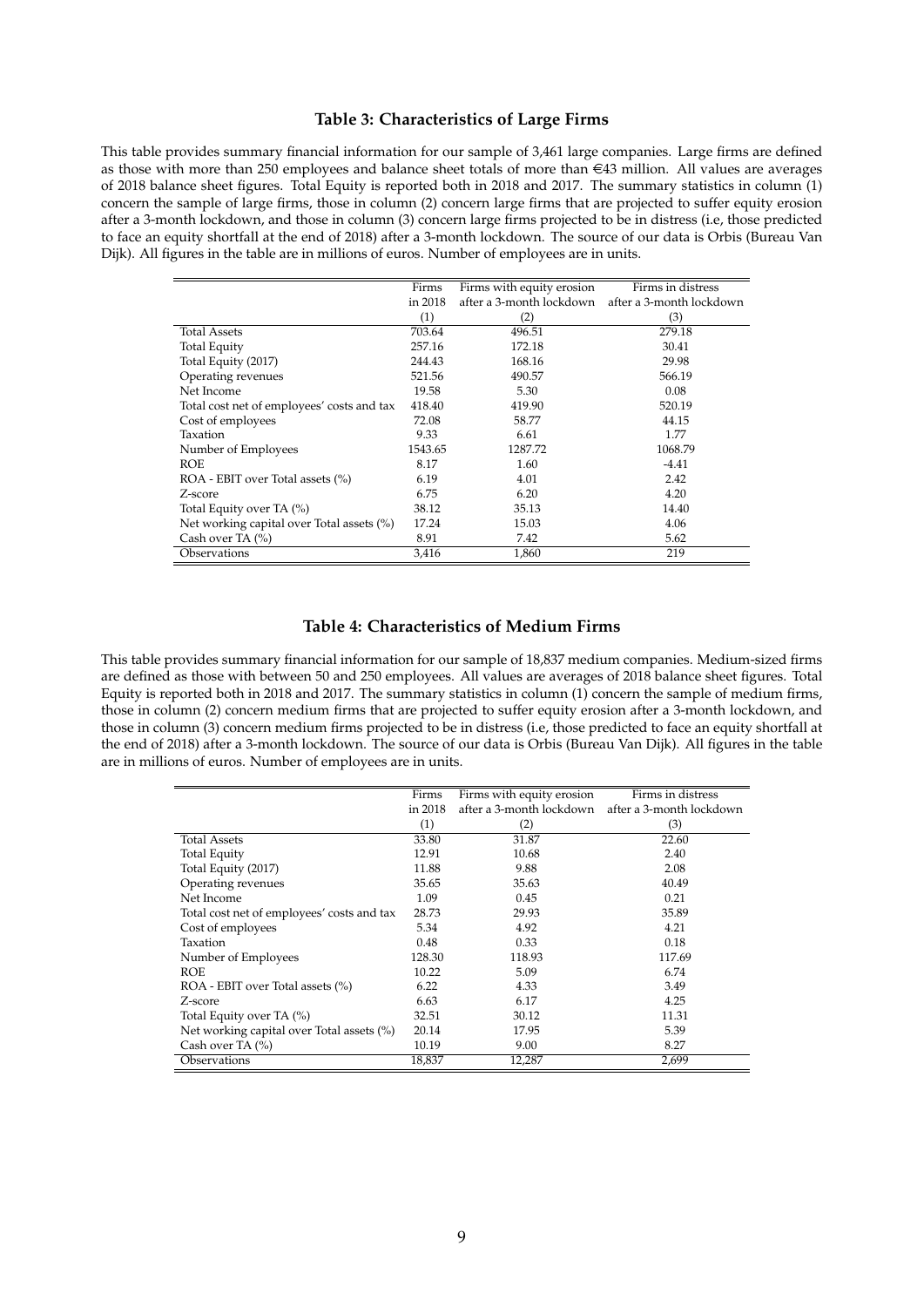### Table 3: Characteristics of Large Firms

This table provides summary financial information for our sample of 3,461 large companies. Large firms are defined as those with more than 250 employees and balance sheet totals of more than €43 million. All values are averages of 2018 balance sheet figures. Total Equity is reported both in 2018 and 2017. The summary statistics in column (1) concern the sample of large firms, those in column (2) concern large firms that are projected to suffer equity erosion after a 3-month lockdown, and those in column (3) concern large firms projected to be in distress (i.e, those predicted to face an equity shortfall at the end of 2018) after a 3-month lockdown. The source of our data is Orbis (Bureau Van Dijk). All figures in the table are in millions of euros. Number of employees are in units.

| | Firms in 2018 | Firms with equity erosion after a 3-month lockdown | Firms in distress after a 3-month lockdown |
|---|---|---|---|
| | (1) | (2) | (3) |
| Total Assets | 703.64 | 496.51 | 279.18 |
| Total Equity | 257.16 | 172.18 | 30.41 |
| Total Equity (2017) | 244.43 | 168.16 | 29.98 |
| Operating revenues | 521.56 | 490.57 | 566.19 |
| Net Income | 19.58 | 5.30 | 0.08 |
| Total cost net of employees' costs and tax | 418.40 | 419.90 | 520.19 |
| Cost of employees | 72.08 | 58.77 | 44.15 |
| Taxation | 9.33 | 6.61 | 1.77 |
| Number of Employees | 1543.65 | 1287.72 | 1068.79 |
| ROE | 8.17 | 1.60 | -4.41 |
| ROA - EBIT over Total assets (%) | 6.19 | 4.01 | 2.42 |
| Z-score | 6.75 | 6.20 | 4.20 |
| Total Equity over TA (%) | 38.12 | 35.13 | 14.40 |
| Net working capital over Total assets (%) | 17.24 | 15.03 | 4.06 |
| Cash over TA (%) | 8.91 | 7.42 | 5.62 |
| Observations | 3,416 | 1,860 | 219 |

### Table 4: Characteristics of Medium Firms

This table provides summary financial information for our sample of 18,837 medium companies. Medium-sized firms are defined as those with between 50 and 250 employees. All values are averages of 2018 balance sheet figures. Total Equity is reported both in 2018 and 2017. The summary statistics in column (1) concern the sample of medium firms, those in column (2) concern medium firms that are projected to suffer equity erosion after a 3-month lockdown, and those in column (3) concern medium firms projected to be in distress (i.e, those predicted to face an equity shortfall at the end of 2018) after a 3-month lockdown. The source of our data is Orbis (Bureau Van Dijk). All figures in the table are in millions of euros. Number of employees are in units.

| | Firms in 2018 | Firms with equity erosion after a 3-month lockdown | Firms in distress after a 3-month lockdown |
|---|---|---|---|
| | (1) | (2) | (3) |
| Total Assets | 33.80 | 31.87 | 22.60 |
| Total Equity | 12.91 | 10.68 | 2.40 |
| Total Equity (2017) | 11.88 | 9.88 | 2.08 |
| Operating revenues | 35.65 | 35.63 | 40.49 |
| Net Income | 1.09 | 0.45 | 0.21 |
| Total cost net of employees' costs and tax | 28.73 | 29.93 | 35.89 |
| Cost of employees | 5.34 | 4.92 | 4.21 |
| Taxation | 0.48 | 0.33 | 0.18 |
| Number of Employees | 128.30 | 118.93 | 117.69 |
| ROE | 10.22 | 5.09 | 6.74 |
| ROA - EBIT over Total assets (%) | 6.22 | 4.33 | 3.49 |
| Z-score | 6.63 | 6.17 | 4.25 |
| Total Equity over TA (%) | 32.51 | 30.12 | 11.31 |
| Net working capital over Total assets (%) | 20.14 | 17.95 | 5.39 |
| Cash over TA (%) | 10.19 | 9.00 | 8.27 |
| Observations | 18,837 | 12,287 | 2,699 |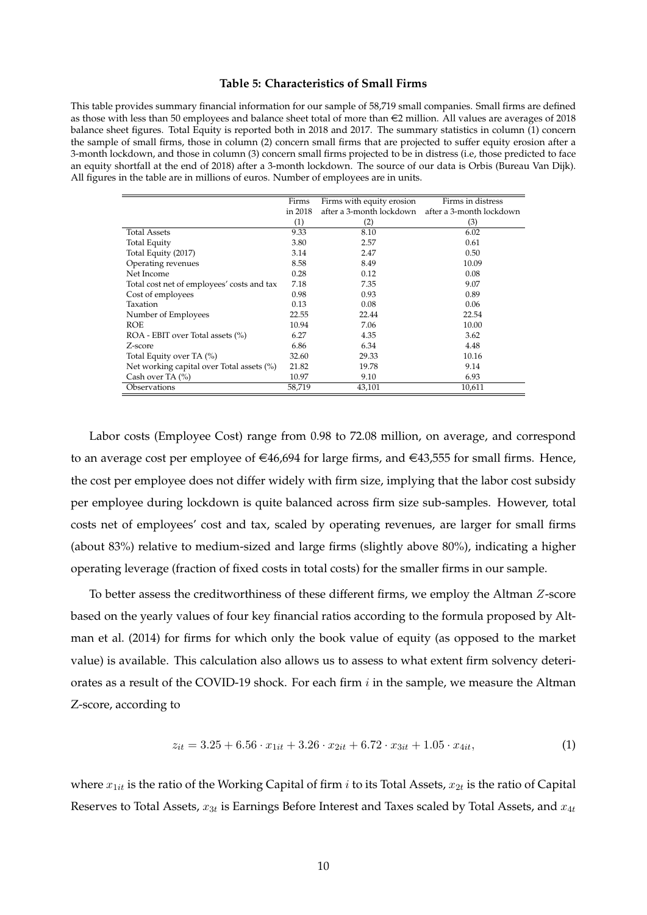**Table 5: Characteristics of Small Firms**

This table provides summary financial information for our sample of 58,719 small companies. Small firms are defined as those with less than 50 employees and balance sheet total of more than €2 million. All values are averages of 2018 balance sheet figures. Total Equity is reported both in 2018 and 2017. The summary statistics in column (1) concern the sample of small firms, those in column (2) concern small firms that are projected to suffer equity erosion after a 3-month lockdown, and those in column (3) concern small firms projected to be in distress (i.e, those predicted to face an equity shortfall at the end of 2018) after a 3-month lockdown. The source of our data is Orbis (Bureau Van Dijk). All figures in the table are in millions of euros. Number of employees are in units.

| | Firms in 2018 | Firms with equity erosion after a 3-month lockdown | Firms in distress after a 3-month lockdown |
|---|---|---|---|
| | (1) | (2) | (3) |
| Total Assets | 9.33 | 8.10 | 6.02 |
| Total Equity | 3.80 | 2.57 | 0.61 |
| Total Equity (2017) | 3.14 | 2.47 | 0.50 |
| Operating revenues | 8.58 | 8.49 | 10.09 |
| Net Income | 0.28 | 0.12 | 0.08 |
| Total cost net of employees' costs and tax | 7.18 | 7.35 | 9.07 |
| Cost of employees | 0.98 | 0.93 | 0.89 |
| Taxation | 0.13 | 0.08 | 0.06 |
| Number of Employees | 22.55 | 22.44 | 22.54 |
| ROE | 10.94 | 7.06 | 10.00 |
| ROA - EBIT over Total assets (%) | 6.27 | 4.35 | 3.62 |
| Z-score | 6.86 | 6.34 | 4.48 |
| Total Equity over TA (%) | 32.60 | 29.33 | 10.16 |
| Net working capital over Total assets (%) | 21.82 | 19.78 | 9.14 |
| Cash over TA (%) | 10.97 | 9.10 | 6.93 |
| Observations | 58,719 | 43,101 | 10,611 |

Labor costs (Employee Cost) range from 0.98 to 72.08 million, on average, and correspond to an average cost per employee of €46,694 for large firms, and €43,555 for small firms. Hence, the cost per employee does not differ widely with firm size, implying that the labor cost subsidy per employee during lockdown is quite balanced across firm size sub-samples. However, total costs net of employees' cost and tax, scaled by operating revenues, are larger for small firms (about 83%) relative to medium-sized and large firms (slightly above 80%), indicating a higher operating leverage (fraction of fixed costs in total costs) for the smaller firms in our sample.

To better assess the creditworthiness of these different firms, we employ the Altman $Z$-score based on the yearly values of four key financial ratios according to the formula proposed by Altman et al. (2014) for firms for which only the book value of equity (as opposed to the market value) is available. This calculation also allows us to assess to what extent firm solvency deteriorates as a result of the COVID-19 shock. For each firm $i$ in the sample, we measure the Altman Z-score, according to

$$z_{it} = 3.25 + 6.56 \cdot x_{1it} + 3.26 \cdot x_{2it} + 6.72 \cdot x_{3it} + 1.05 \cdot x_{4it}, \tag{1}$$

where $x_{1it}$ is the ratio of the Working Capital of firm $i$ to its Total Assets, $x_{2t}$ is the ratio of Capital Reserves to Total Assets, $x_{3t}$ is Earnings Before Interest and Taxes scaled by Total Assets, and $x_{4t}$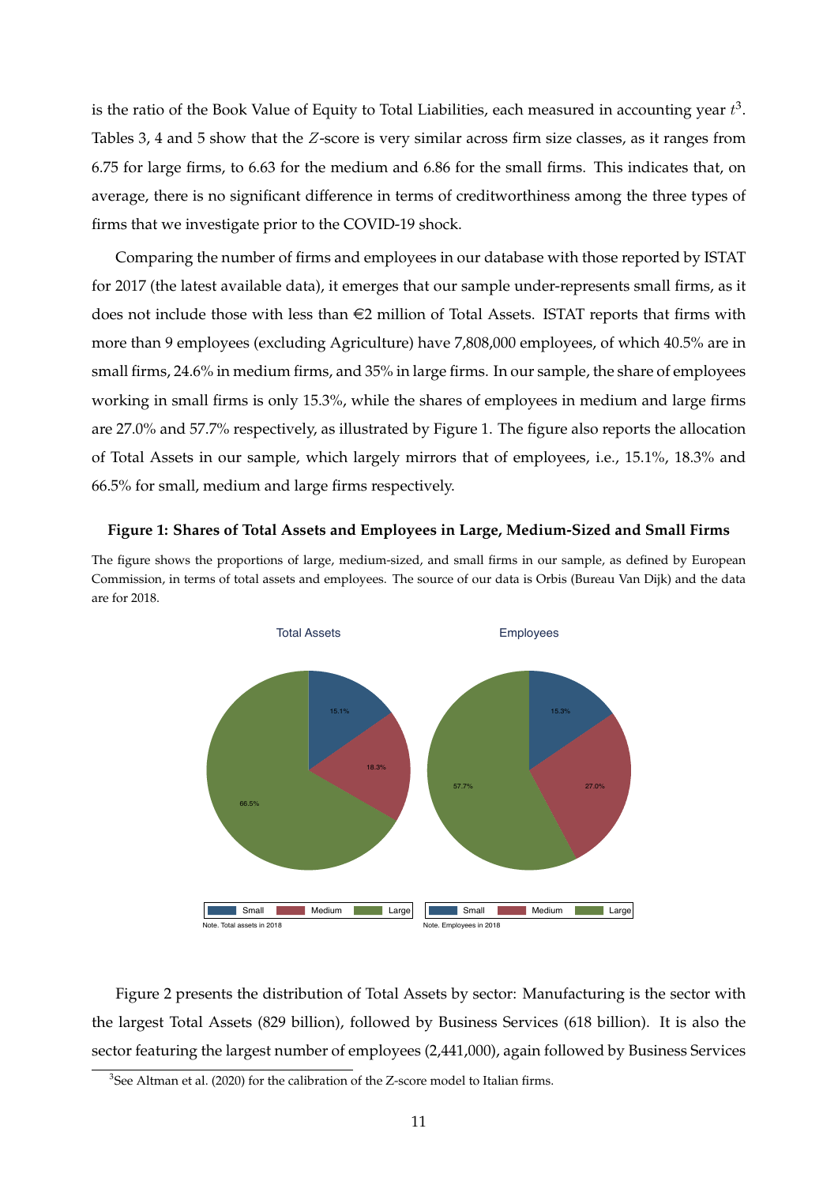is the ratio of the Book Value of Equity to Total Liabilities, each measured in accounting year $t$[3]. Tables 3, 4 and 5 show that the $Z$-score is very similar across firm size classes, as it ranges from 6.75 for large firms, to 6.63 for the medium and 6.86 for the small firms. This indicates that, on average, there is no significant difference in terms of creditworthiness among the three types of firms that we investigate prior to the COVID-19 shock.

Comparing the number of firms and employees in our database with those reported by ISTAT for 2017 (the latest available data), it emerges that our sample under-represents small firms, as it does not include those with less than €2 million of Total Assets. ISTAT reports that firms with more than 9 employees (excluding Agriculture) have 7,808,000 employees, of which 40.5% are in small firms, 24.6% in medium firms, and 35% in large firms. In our sample, the share of employees working in small firms is only 15.3%, while the shares of employees in medium and large firms are 27.0% and 57.7% respectively, as illustrated by Figure 1. The figure also reports the allocation of Total Assets in our sample, which largely mirrors that of employees, i.e., 15.1%, 18.3% and 66.5% for small, medium and large firms respectively.

**Figure 1: Shares of Total Assets and Employees in Large, Medium-Sized and Small Firms**

The figure shows the proportions of large, medium-sized, and small firms in our sample, as defined by European Commission, in terms of total assets and employees. The source of our data is Orbis (Bureau Van Dijk) and the data are for 2018.

Figure 2 presents the distribution of Total Assets by sector: Manufacturing is the sector with the largest Total Assets (829 billion), followed by Business Services (618 billion). It is also the sector featuring the largest number of employees (2,441,000), again followed by Business Services

[3] See Altman et al. (2020) for the calibration of the Z-score model to Italian firms.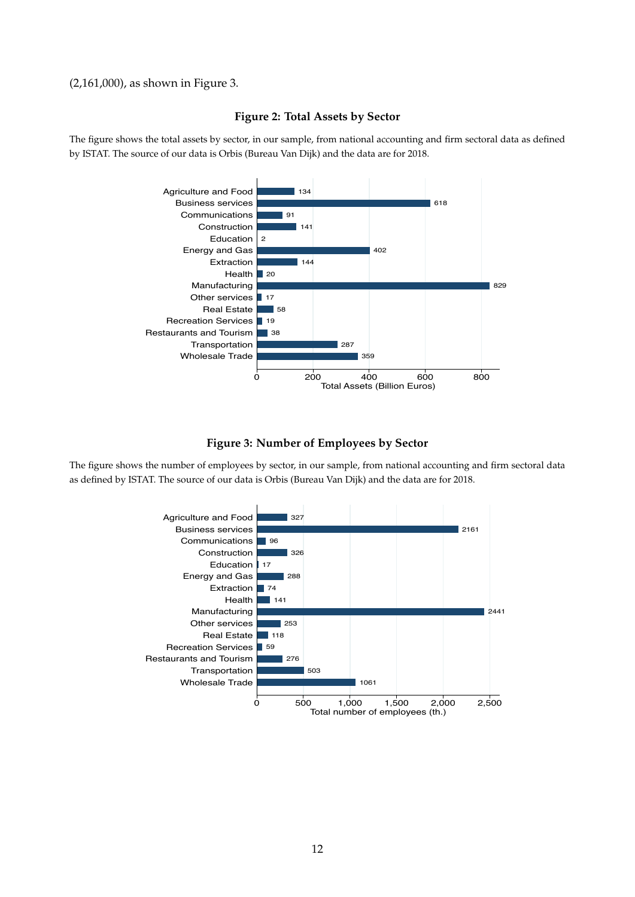(2,161,000), as shown in Figure 3.

**Figure 2: Total Assets by Sector**

The figure shows the total assets by sector, in our sample, from national accounting and firm sectoral data as defined by ISTAT. The source of our data is Orbis (Bureau Van Dijk) and the data are for 2018.

| Sector | Total Assets (Billion Euros) |
|---|---|
| Agriculture and Food | 134 |
| Business services | 618 |
| Communications | 91 |
| Construction | 141 |
| Education | 2 |
| Energy and Gas | 402 |
| Extraction | 144 |
| Health | 20 |
| Manufacturing | 829 |
| Other services | 17 |
| Real Estate | 58 |
| Recreation Services | 19 |
| Restaurants and Tourism | 38 |
| Transportation | 287 |
| Wholesale Trade | 359 |

**Figure 3: Number of Employees by Sector**

The figure shows the number of employees by sector, in our sample, from national accounting and firm sectoral data as defined by ISTAT. The source of our data is Orbis (Bureau Van Dijk) and the data are for 2018.

| Sector | Total number of employees (th.) |
|---|---|
| Agriculture and Food | 327 |
| Business services | 2161 |
| Communications | 96 |
| Construction | 326 |
| Education | 17 |
| Energy and Gas | 288 |
| Extraction | 74 |
| Health | 141 |
| Manufacturing | 2441 |
| Other services | 253 |
| Real Estate | 118 |
| Recreation Services | 59 |
| Restaurants and Tourism | 276 |
| Transportation | 503 |
| Wholesale Trade | 1061 |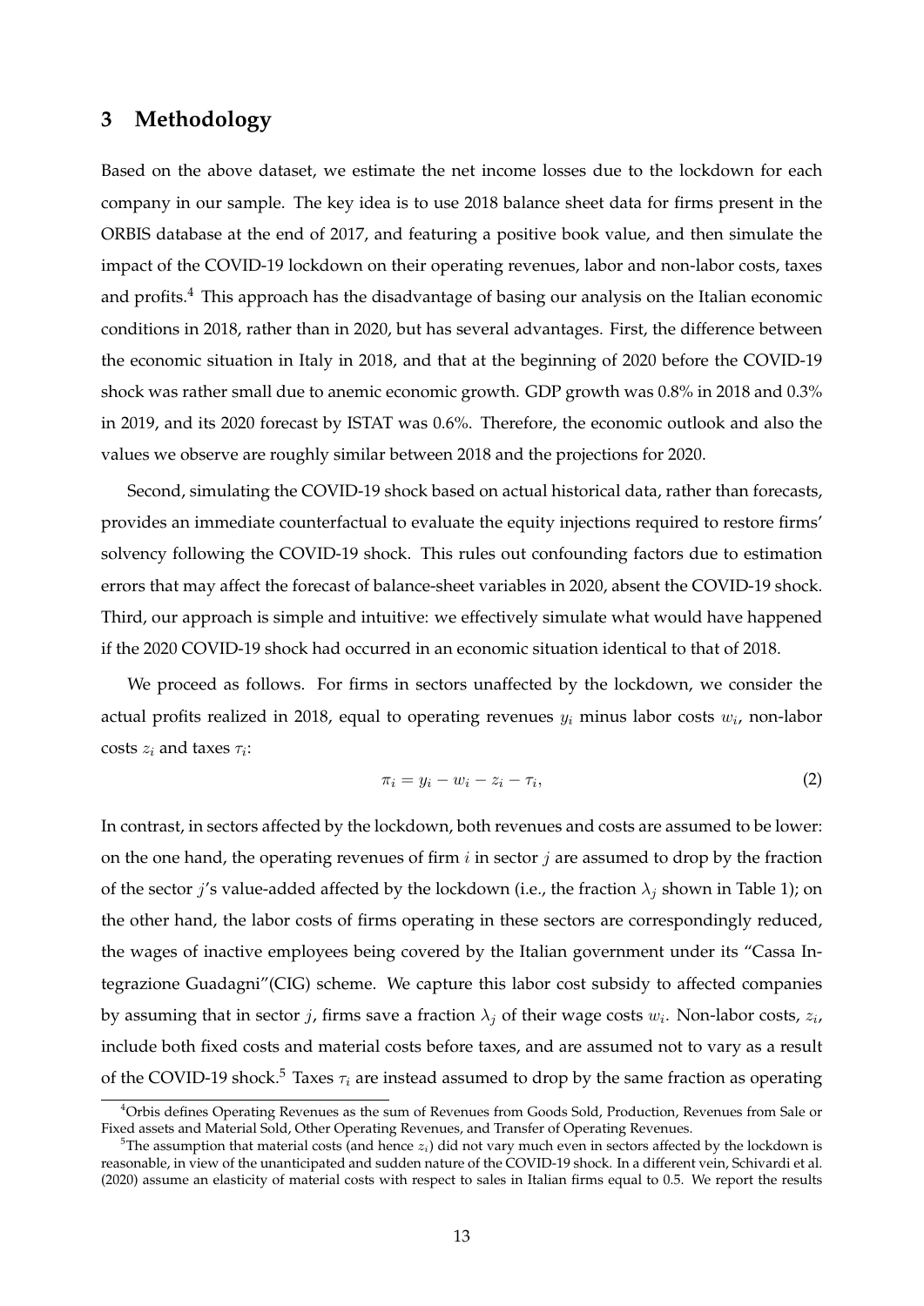## 3 Methodology

Based on the above dataset, we estimate the net income losses due to the lockdown for each company in our sample. The key idea is to use 2018 balance sheet data for firms present in the ORBIS database at the end of 2017, and featuring a positive book value, and then simulate the impact of the COVID-19 lockdown on their operating revenues, labor and non-labor costs, taxes and profits.[4] This approach has the disadvantage of basing our analysis on the Italian economic conditions in 2018, rather than in 2020, but has several advantages. First, the difference between the economic situation in Italy in 2018, and that at the beginning of 2020 before the COVID-19 shock was rather small due to anemic economic growth. GDP growth was 0.8% in 2018 and 0.3% in 2019, and its 2020 forecast by ISTAT was 0.6%. Therefore, the economic outlook and also the values we observe are roughly similar between 2018 and the projections for 2020.

Second, simulating the COVID-19 shock based on actual historical data, rather than forecasts, provides an immediate counterfactual to evaluate the equity injections required to restore firms' solvency following the COVID-19 shock. This rules out confounding factors due to estimation errors that may affect the forecast of balance-sheet variables in 2020, absent the COVID-19 shock. Third, our approach is simple and intuitive: we effectively simulate what would have happened if the 2020 COVID-19 shock had occurred in an economic situation identical to that of 2018.

We proceed as follows. For firms in sectors unaffected by the lockdown, we consider the actual profits realized in 2018, equal to operating revenues $y_i$ minus labor costs $w_i$, non-labor costs $z_i$ and taxes $\tau_i$:

$$\pi_i = y_i - w_i - z_i - \tau_i, \tag{2}$$

In contrast, in sectors affected by the lockdown, both revenues and costs are assumed to be lower: on the one hand, the operating revenues of firm $i$ in sector $j$ are assumed to drop by the fraction of the sector $j$'s value-added affected by the lockdown (i.e., the fraction $\lambda_j$ shown in Table 1); on the other hand, the labor costs of firms operating in these sectors are correspondingly reduced, the wages of inactive employees being covered by the Italian government under its "Cassa Integrazione Guadagni"(CIG) scheme. We capture this labor cost subsidy to affected companies by assuming that in sector $j$, firms save a fraction $\lambda_j$ of their wage costs $w_i$. Non-labor costs, $z_i$, include both fixed costs and material costs before taxes, and are assumed not to vary as a result of the COVID-19 shock.[5] Taxes $\tau_i$ are instead assumed to drop by the same fraction as operating

[4] Orbis defines Operating Revenues as the sum of Revenues from Goods Sold, Production, Revenues from Sale or Fixed assets and Material Sold, Other Operating Revenues, and Transfer of Operating Revenues.

[5] The assumption that material costs (and hence $z_i$) did not vary much even in sectors affected by the lockdown is reasonable, in view of the unanticipated and sudden nature of the COVID-19 shock. In a different vein, Schivardi et al. (2020) assume an elasticity of material costs with respect to sales in Italian firms equal to 0.5. We report the results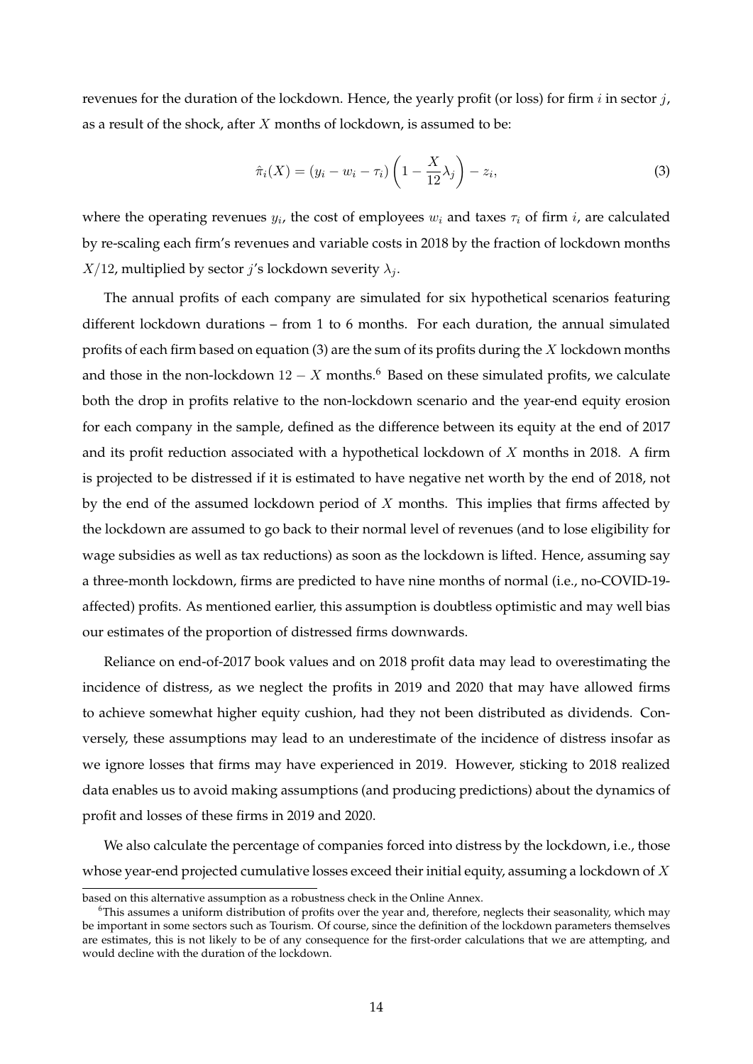revenues for the duration of the lockdown. Hence, the yearly profit (or loss) for firm $i$ in sector $j$, as a result of the shock, after $X$ months of lockdown, is assumed to be:

$$\hat{\pi}_i(X) = (y_i - w_i - \tau_i)\left(1 - \frac{X}{12}\lambda_j\right) - z_i, \tag{3}$$

where the operating revenues $y_i$, the cost of employees $w_i$ and taxes $\tau_i$ of firm $i$, are calculated by re-scaling each firm's revenues and variable costs in 2018 by the fraction of lockdown months $X/12$, multiplied by sector $j$'s lockdown severity $\lambda_j$.

The annual profits of each company are simulated for six hypothetical scenarios featuring different lockdown durations – from 1 to 6 months. For each duration, the annual simulated profits of each firm based on equation (3) are the sum of its profits during the $X$ lockdown months and those in the non-lockdown $12 - X$ months.[6] Based on these simulated profits, we calculate both the drop in profits relative to the non-lockdown scenario and the year-end equity erosion for each company in the sample, defined as the difference between its equity at the end of 2017 and its profit reduction associated with a hypothetical lockdown of $X$ months in 2018. A firm is projected to be distressed if it is estimated to have negative net worth by the end of 2018, not by the end of the assumed lockdown period of $X$ months. This implies that firms affected by the lockdown are assumed to go back to their normal level of revenues (and to lose eligibility for wage subsidies as well as tax reductions) as soon as the lockdown is lifted. Hence, assuming say a three-month lockdown, firms are predicted to have nine months of normal (i.e., no-COVID-19-affected) profits. As mentioned earlier, this assumption is doubtless optimistic and may well bias our estimates of the proportion of distressed firms downwards.

Reliance on end-of-2017 book values and on 2018 profit data may lead to overestimating the incidence of distress, as we neglect the profits in 2019 and 2020 that may have allowed firms to achieve somewhat higher equity cushion, had they not been distributed as dividends. Conversely, these assumptions may lead to an underestimate of the incidence of distress insofar as we ignore losses that firms may have experienced in 2019. However, sticking to 2018 realized data enables us to avoid making assumptions (and producing predictions) about the dynamics of profit and losses of these firms in 2019 and 2020.

We also calculate the percentage of companies forced into distress by the lockdown, i.e., those whose year-end projected cumulative losses exceed their initial equity, assuming a lockdown of $X$

based on this alternative assumption as a robustness check in the Online Annex.

[6] This assumes a uniform distribution of profits over the year and, therefore, neglects their seasonality, which may be important in some sectors such as Tourism. Of course, since the definition of the lockdown parameters themselves are estimates, this is not likely to be of any consequence for the first-order calculations that we are attempting, and would decline with the duration of the lockdown.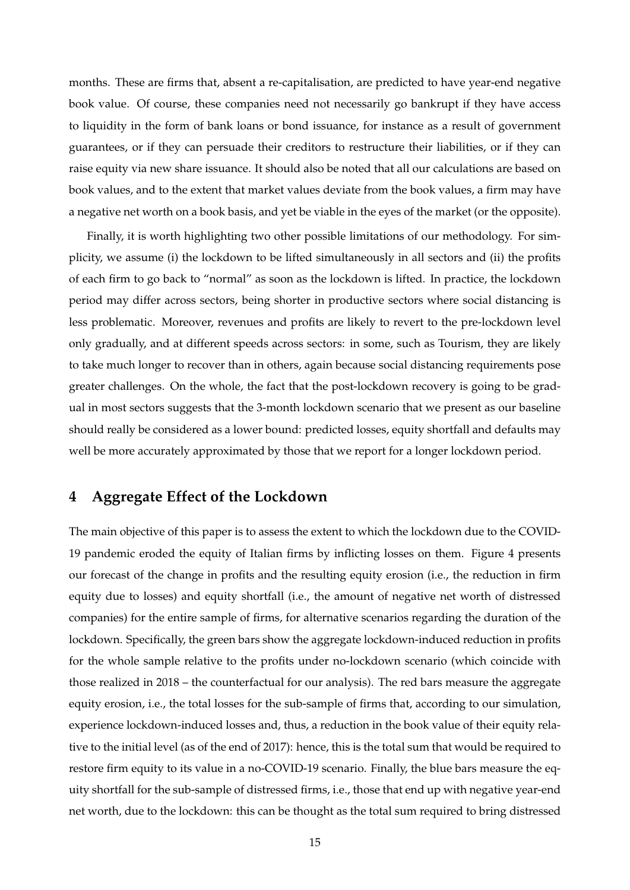months. These are firms that, absent a re-capitalisation, are predicted to have year-end negative book value. Of course, these companies need not necessarily go bankrupt if they have access to liquidity in the form of bank loans or bond issuance, for instance as a result of government guarantees, or if they can persuade their creditors to restructure their liabilities, or if they can raise equity via new share issuance. It should also be noted that all our calculations are based on book values, and to the extent that market values deviate from the book values, a firm may have a negative net worth on a book basis, and yet be viable in the eyes of the market (or the opposite).

Finally, it is worth highlighting two other possible limitations of our methodology. For simplicity, we assume (i) the lockdown to be lifted simultaneously in all sectors and (ii) the profits of each firm to go back to "normal" as soon as the lockdown is lifted. In practice, the lockdown period may differ across sectors, being shorter in productive sectors where social distancing is less problematic. Moreover, revenues and profits are likely to revert to the pre-lockdown level only gradually, and at different speeds across sectors: in some, such as Tourism, they are likely to take much longer to recover than in others, again because social distancing requirements pose greater challenges. On the whole, the fact that the post-lockdown recovery is going to be gradual in most sectors suggests that the 3-month lockdown scenario that we present as our baseline should really be considered as a lower bound: predicted losses, equity shortfall and defaults may well be more accurately approximated by those that we report for a longer lockdown period.

## 4 Aggregate Effect of the Lockdown

The main objective of this paper is to assess the extent to which the lockdown due to the COVID-19 pandemic eroded the equity of Italian firms by inflicting losses on them. Figure 4 presents our forecast of the change in profits and the resulting equity erosion (i.e., the reduction in firm equity due to losses) and equity shortfall (i.e., the amount of negative net worth of distressed companies) for the entire sample of firms, for alternative scenarios regarding the duration of the lockdown. Specifically, the green bars show the aggregate lockdown-induced reduction in profits for the whole sample relative to the profits under no-lockdown scenario (which coincide with those realized in 2018 – the counterfactual for our analysis). The red bars measure the aggregate equity erosion, i.e., the total losses for the sub-sample of firms that, according to our simulation, experience lockdown-induced losses and, thus, a reduction in the book value of their equity relative to the initial level (as of the end of 2017): hence, this is the total sum that would be required to restore firm equity to its value in a no-COVID-19 scenario. Finally, the blue bars measure the equity shortfall for the sub-sample of distressed firms, i.e., those that end up with negative year-end net worth, due to the lockdown: this can be thought as the total sum required to bring distressed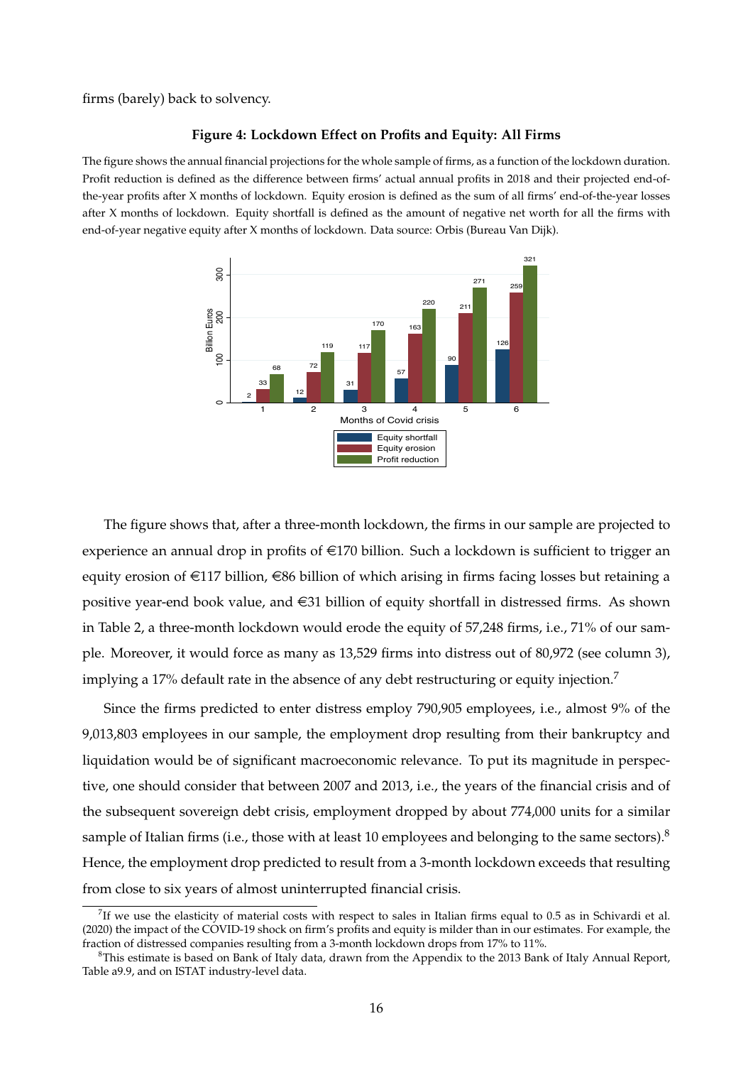firms (barely) back to solvency.

**Figure 4: Lockdown Effect on Profits and Equity: All Firms**

The figure shows the annual financial projections for the whole sample of firms, as a function of the lockdown duration. Profit reduction is defined as the difference between firms' actual annual profits in 2018 and their projected end-of-the-year profits after X months of lockdown. Equity erosion is defined as the sum of all firms' end-of-the-year losses after X months of lockdown. Equity shortfall is defined as the amount of negative net worth for all the firms with end-of-year negative equity after X months of lockdown. Data source: Orbis (Bureau Van Dijk).

| Months of Covid crisis | Equity shortfall | Equity erosion | Profit reduction |
|---|---|---|---|
| 1 | 2 | 33 | 68 |
| 2 | 12 | 72 | 119 |
| 3 | 31 | 117 | 170 |
| 4 | 57 | 163 | 220 |
| 5 | 90 | 211 | 271 |
| 6 | 126 | 259 | 321 |

The figure shows that, after a three-month lockdown, the firms in our sample are projected to experience an annual drop in profits of €170 billion. Such a lockdown is sufficient to trigger an equity erosion of €117 billion, €86 billion of which arising in firms facing losses but retaining a positive year-end book value, and €31 billion of equity shortfall in distressed firms. As shown in Table 2, a three-month lockdown would erode the equity of 57,248 firms, i.e., 71% of our sample. Moreover, it would force as many as 13,529 firms into distress out of 80,972 (see column 3), implying a 17% default rate in the absence of any debt restructuring or equity injection.[7]

Since the firms predicted to enter distress employ 790,905 employees, i.e., almost 9% of the 9,013,803 employees in our sample, the employment drop resulting from their bankruptcy and liquidation would be of significant macroeconomic relevance. To put its magnitude in perspective, one should consider that between 2007 and 2013, i.e., the years of the financial crisis and of the subsequent sovereign debt crisis, employment dropped by about 774,000 units for a similar sample of Italian firms (i.e., those with at least 10 employees and belonging to the same sectors).[8] Hence, the employment drop predicted to result from a 3-month lockdown exceeds that resulting from close to six years of almost uninterrupted financial crisis.

[7] If we use the elasticity of material costs with respect to sales in Italian firms equal to 0.5 as in Schivardi et al. (2020) the impact of the COVID-19 shock on firm's profits and equity is milder than in our estimates. For example, the fraction of distressed companies resulting from a 3-month lockdown drops from 17% to 11%.

[8] This estimate is based on Bank of Italy data, drawn from the Appendix to the 2013 Bank of Italy Annual Report, Table a9.9, and on ISTAT industry-level data.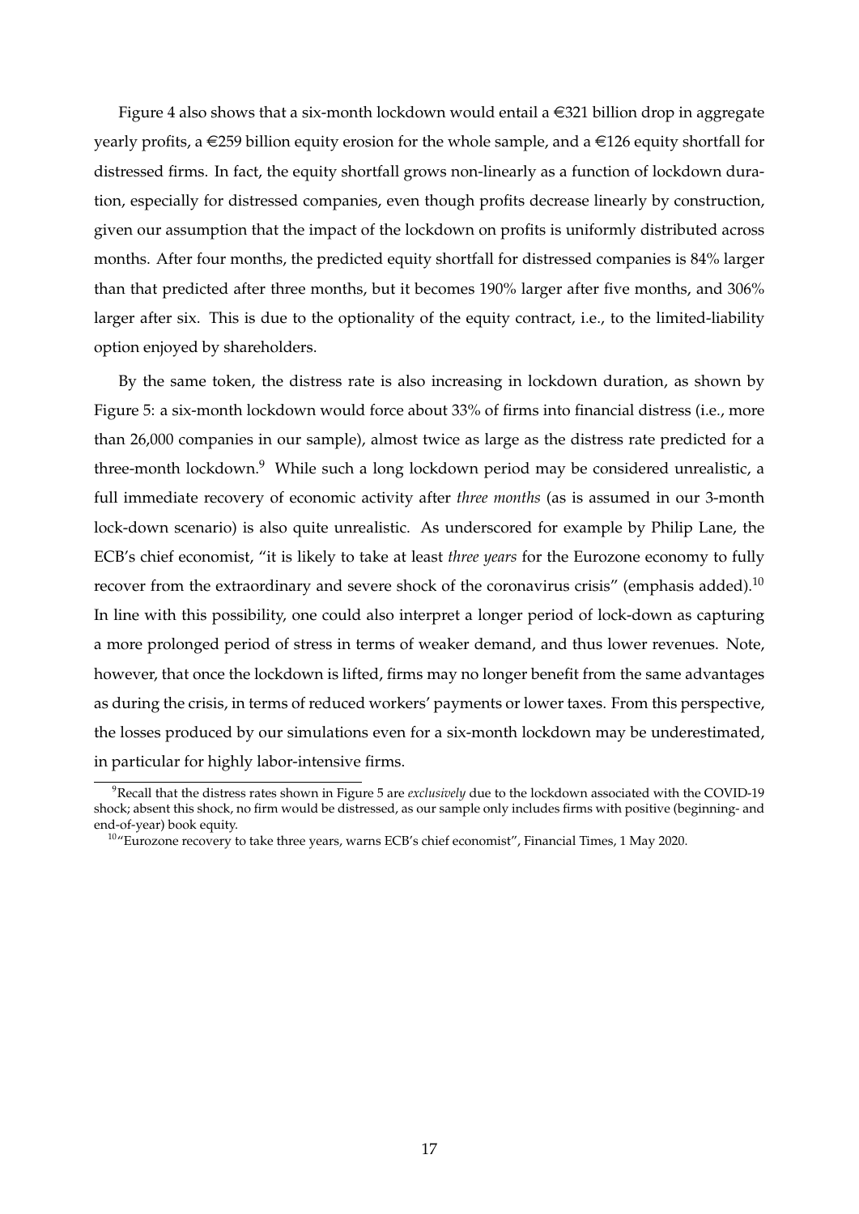Figure 4 also shows that a six-month lockdown would entail a €321 billion drop in aggregate yearly profits, a €259 billion equity erosion for the whole sample, and a €126 equity shortfall for distressed firms. In fact, the equity shortfall grows non-linearly as a function of lockdown duration, especially for distressed companies, even though profits decrease linearly by construction, given our assumption that the impact of the lockdown on profits is uniformly distributed across months. After four months, the predicted equity shortfall for distressed companies is 84% larger than that predicted after three months, but it becomes 190% larger after five months, and 306% larger after six. This is due to the optionality of the equity contract, i.e., to the limited-liability option enjoyed by shareholders.

By the same token, the distress rate is also increasing in lockdown duration, as shown by Figure 5: a six-month lockdown would force about 33% of firms into financial distress (i.e., more than 26,000 companies in our sample), almost twice as large as the distress rate predicted for a three-month lockdown.[9] While such a long lockdown period may be considered unrealistic, a full immediate recovery of economic activity after *three months* (as is assumed in our 3-month lock-down scenario) is also quite unrealistic. As underscored for example by Philip Lane, the ECB's chief economist, "it is likely to take at least *three years* for the Eurozone economy to fully recover from the extraordinary and severe shock of the coronavirus crisis" (emphasis added).[10] In line with this possibility, one could also interpret a longer period of lock-down as capturing a more prolonged period of stress in terms of weaker demand, and thus lower revenues. Note, however, that once the lockdown is lifted, firms may no longer benefit from the same advantages as during the crisis, in terms of reduced workers' payments or lower taxes. From this perspective, the losses produced by our simulations even for a six-month lockdown may be underestimated, in particular for highly labor-intensive firms.

[9] Recall that the distress rates shown in Figure 5 are *exclusively* due to the lockdown associated with the COVID-19 shock; absent this shock, no firm would be distressed, as our sample only includes firms with positive (beginning- and end-of-year) book equity.

[10] "Eurozone recovery to take three years, warns ECB's chief economist", Financial Times, 1 May 2020.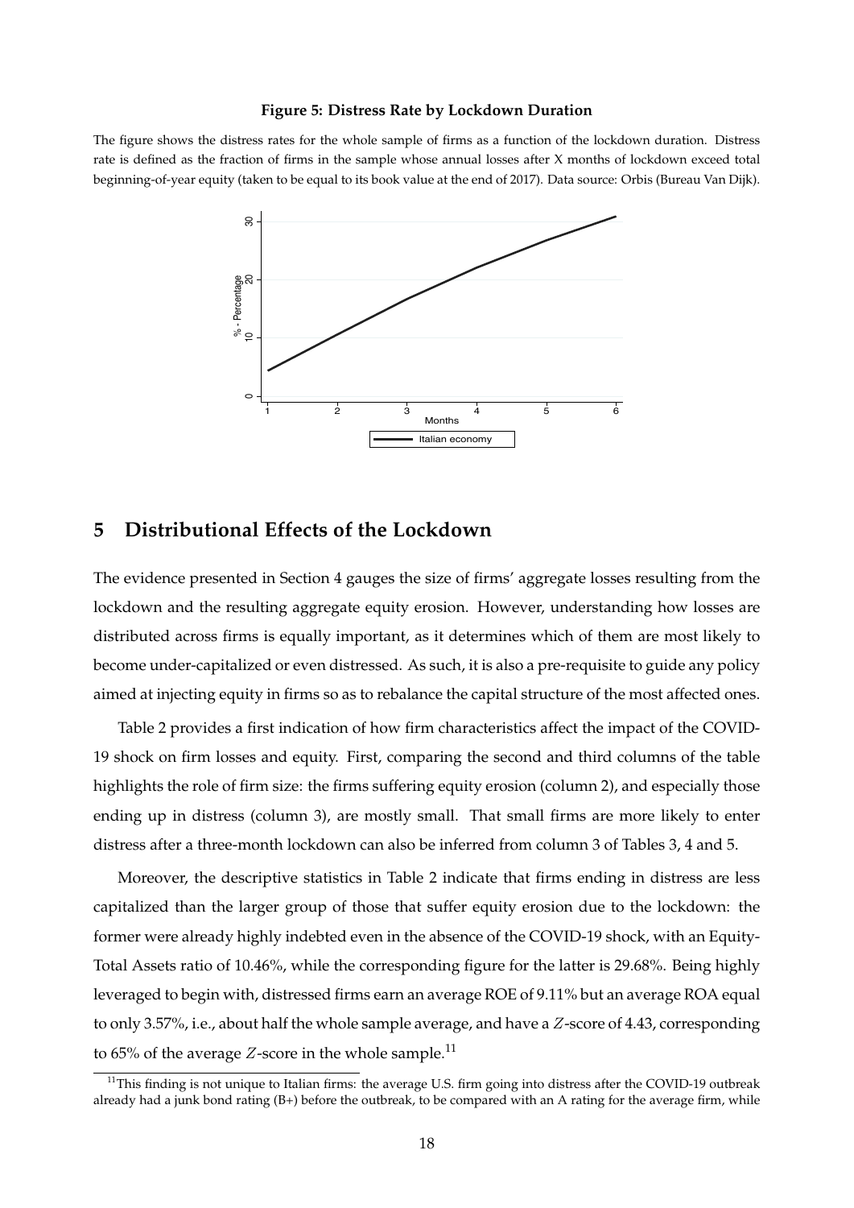**Figure 5: Distress Rate by Lockdown Duration**

The figure shows the distress rates for the whole sample of firms as a function of the lockdown duration. Distress rate is defined as the fraction of firms in the sample whose annual losses after X months of lockdown exceed total beginning-of-year equity (taken to be equal to its book value at the end of 2017). Data source: Orbis (Bureau Van Dijk).

## 5 Distributional Effects of the Lockdown

The evidence presented in Section 4 gauges the size of firms' aggregate losses resulting from the lockdown and the resulting aggregate equity erosion. However, understanding how losses are distributed across firms is equally important, as it determines which of them are most likely to become under-capitalized or even distressed. As such, it is also a pre-requisite to guide any policy aimed at injecting equity in firms so as to rebalance the capital structure of the most affected ones.

Table 2 provides a first indication of how firm characteristics affect the impact of the COVID-19 shock on firm losses and equity. First, comparing the second and third columns of the table highlights the role of firm size: the firms suffering equity erosion (column 2), and especially those ending up in distress (column 3), are mostly small. That small firms are more likely to enter distress after a three-month lockdown can also be inferred from column 3 of Tables 3, 4 and 5.

Moreover, the descriptive statistics in Table 2 indicate that firms ending in distress are less capitalized than the larger group of those that suffer equity erosion due to the lockdown: the former were already highly indebted even in the absence of the COVID-19 shock, with an Equity-Total Assets ratio of 10.46%, while the corresponding figure for the latter is 29.68%. Being highly leveraged to begin with, distressed firms earn an average ROE of 9.11% but an average ROA equal to only 3.57%, i.e., about half the whole sample average, and have a $Z$-score of 4.43, corresponding to 65% of the average $Z$-score in the whole sample.[11]

[11]This finding is not unique to Italian firms: the average U.S. firm going into distress after the COVID-19 outbreak already had a junk bond rating (B+) before the outbreak, to be compared with an A rating for the average firm, while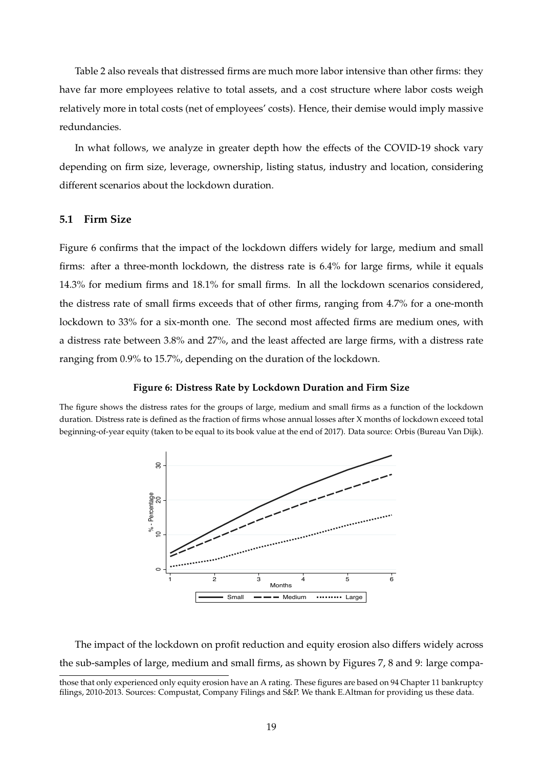Table 2 also reveals that distressed firms are much more labor intensive than other firms: they have far more employees relative to total assets, and a cost structure where labor costs weigh relatively more in total costs (net of employees' costs). Hence, their demise would imply massive redundancies.

In what follows, we analyze in greater depth how the effects of the COVID-19 shock vary depending on firm size, leverage, ownership, listing status, industry and location, considering different scenarios about the lockdown duration.

### 5.1 Firm Size

Figure 6 confirms that the impact of the lockdown differs widely for large, medium and small firms: after a three-month lockdown, the distress rate is 6.4% for large firms, while it equals 14.3% for medium firms and 18.1% for small firms. In all the lockdown scenarios considered, the distress rate of small firms exceeds that of other firms, ranging from 4.7% for a one-month lockdown to 33% for a six-month one. The second most affected firms are medium ones, with a distress rate between 3.8% and 27%, and the least affected are large firms, with a distress rate ranging from 0.9% to 15.7%, depending on the duration of the lockdown.

**Figure 6: Distress Rate by Lockdown Duration and Firm Size**

The figure shows the distress rates for the groups of large, medium and small firms as a function of the lockdown duration. Distress rate is defined as the fraction of firms whose annual losses after X months of lockdown exceed total beginning-of-year equity (taken to be equal to its book value at the end of 2017). Data source: Orbis (Bureau Van Dijk).

The impact of the lockdown on profit reduction and equity erosion also differs widely across the sub-samples of large, medium and small firms, as shown by Figures 7, 8 and 9: large compa-

those that only experienced only equity erosion have an A rating. These figures are based on 94 Chapter 11 bankruptcy filings, 2010-2013. Sources: Compustat, Company Filings and S&P. We thank E.Altman for providing us these data.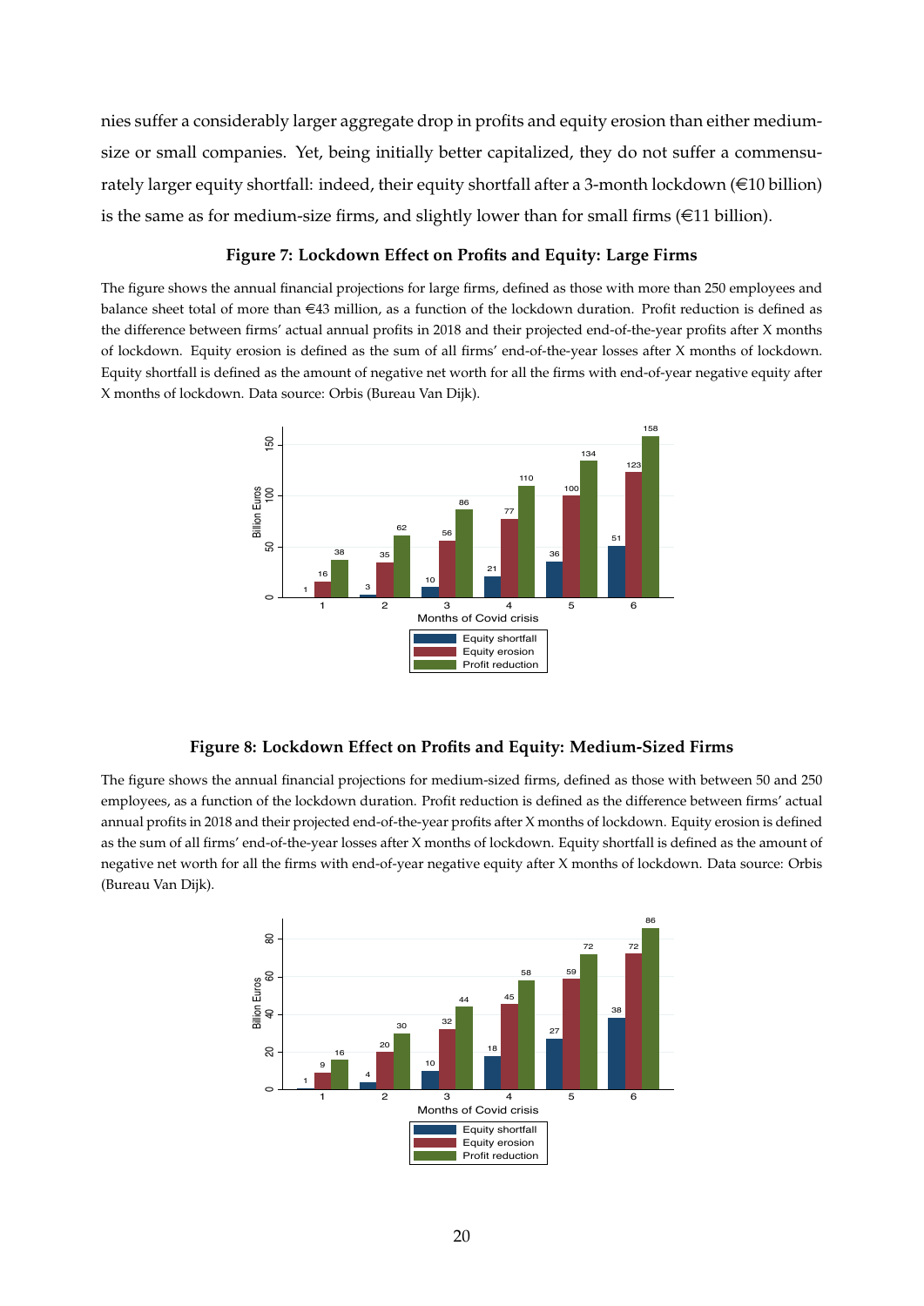nies suffer a considerably larger aggregate drop in profits and equity erosion than either medium-size or small companies. Yet, being initially better capitalized, they do not suffer a commensurately larger equity shortfall: indeed, their equity shortfall after a 3-month lockdown (€10 billion) is the same as for medium-size firms, and slightly lower than for small firms (€11 billion).

**Figure 7: Lockdown Effect on Profits and Equity: Large Firms**

The figure shows the annual financial projections for large firms, defined as those with more than 250 employees and balance sheet total of more than €43 million, as a function of the lockdown duration. Profit reduction is defined as the difference between firms' actual annual profits in 2018 and their projected end-of-the-year profits after X months of lockdown. Equity erosion is defined as the sum of all firms' end-of-the-year losses after X months of lockdown. Equity shortfall is defined as the amount of negative net worth for all the firms with end-of-year negative equity after X months of lockdown. Data source: Orbis (Bureau Van Dijk).

| Months of Covid crisis | Equity shortfall | Equity erosion | Profit reduction |
|---|---|---|---|
| 1 | 1 | 16 | 38 |
| 2 | 3 | 35 | 62 |
| 3 | 10 | 56 | 86 |
| 4 | 21 | 77 | 110 |
| 5 | 36 | 100 | 134 |
| 6 | 51 | 123 | 158 |

**Figure 8: Lockdown Effect on Profits and Equity: Medium-Sized Firms**

The figure shows the annual financial projections for medium-sized firms, defined as those with between 50 and 250 employees, as a function of the lockdown duration. Profit reduction is defined as the difference between firms' actual annual profits in 2018 and their projected end-of-the-year profits after X months of lockdown. Equity erosion is defined as the sum of all firms' end-of-the-year losses after X months of lockdown. Equity shortfall is defined as the amount of negative net worth for all the firms with end-of-year negative equity after X months of lockdown. Data source: Orbis (Bureau Van Dijk).

| Months of Covid crisis | Equity shortfall | Equity erosion | Profit reduction |
|---|---|---|---|
| 1 | 1 | 9 | 16 |
| 2 | 4 | 20 | 30 |
| 3 | 10 | 32 | 44 |
| 4 | 18 | 45 | 58 |
| 5 | 27 | 59 | 72 |
| 6 | 38 | 72 | 86 |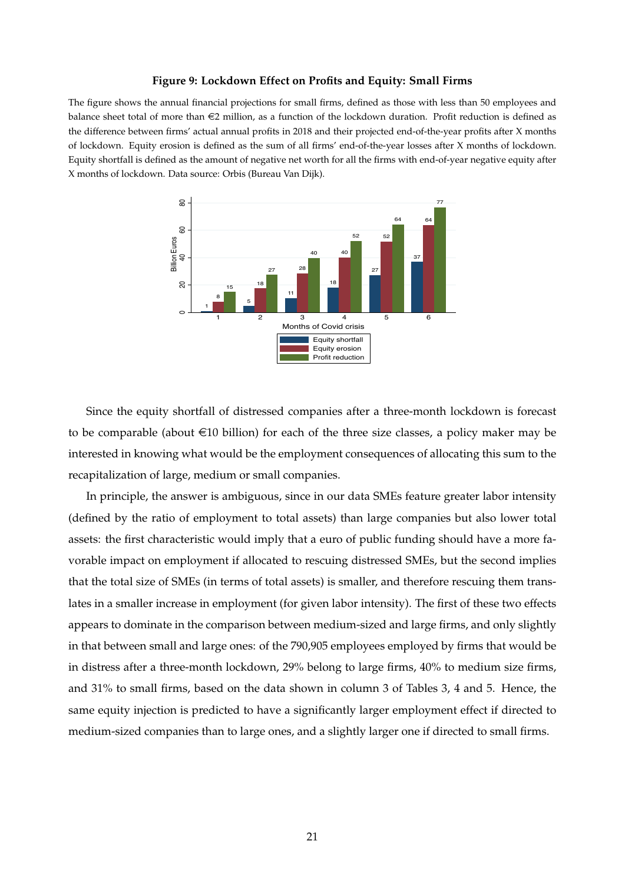**Figure 9: Lockdown Effect on Profits and Equity: Small Firms**

The figure shows the annual financial projections for small firms, defined as those with less than 50 employees and balance sheet total of more than €2 million, as a function of the lockdown duration. Profit reduction is defined as the difference between firms' actual annual profits in 2018 and their projected end-of-the-year profits after X months of lockdown. Equity erosion is defined as the sum of all firms' end-of-the-year losses after X months of lockdown. Equity shortfall is defined as the amount of negative net worth for all the firms with end-of-year negative equity after X months of lockdown. Data source: Orbis (Bureau Van Dijk).

| Months of Covid crisis | Equity shortfall | Equity erosion | Profit reduction |
|---|---|---|---|
| 1 | 1 | 8 | 15 |
| 2 | 5 | 18 | 27 |
| 3 | 11 | 28 | 40 |
| 4 | 18 | 40 | 52 |
| 5 | 27 | 52 | 64 |
| 6 | 37 | 64 | 77 |

(Billion Euros)

Since the equity shortfall of distressed companies after a three-month lockdown is forecast to be comparable (about €10 billion) for each of the three size classes, a policy maker may be interested in knowing what would be the employment consequences of allocating this sum to the recapitalization of large, medium or small companies.

In principle, the answer is ambiguous, since in our data SMEs feature greater labor intensity (defined by the ratio of employment to total assets) than large companies but also lower total assets: the first characteristic would imply that a euro of public funding should have a more favorable impact on employment if allocated to rescuing distressed SMEs, but the second implies that the total size of SMEs (in terms of total assets) is smaller, and therefore rescuing them translates in a smaller increase in employment (for given labor intensity). The first of these two effects appears to dominate in the comparison between medium-sized and large firms, and only slightly in that between small and large ones: of the 790,905 employees employed by firms that would be in distress after a three-month lockdown, 29% belong to large firms, 40% to medium size firms, and 31% to small firms, based on the data shown in column 3 of Tables 3, 4 and 5. Hence, the same equity injection is predicted to have a significantly larger employment effect if directed to medium-sized companies than to large ones, and a slightly larger one if directed to small firms.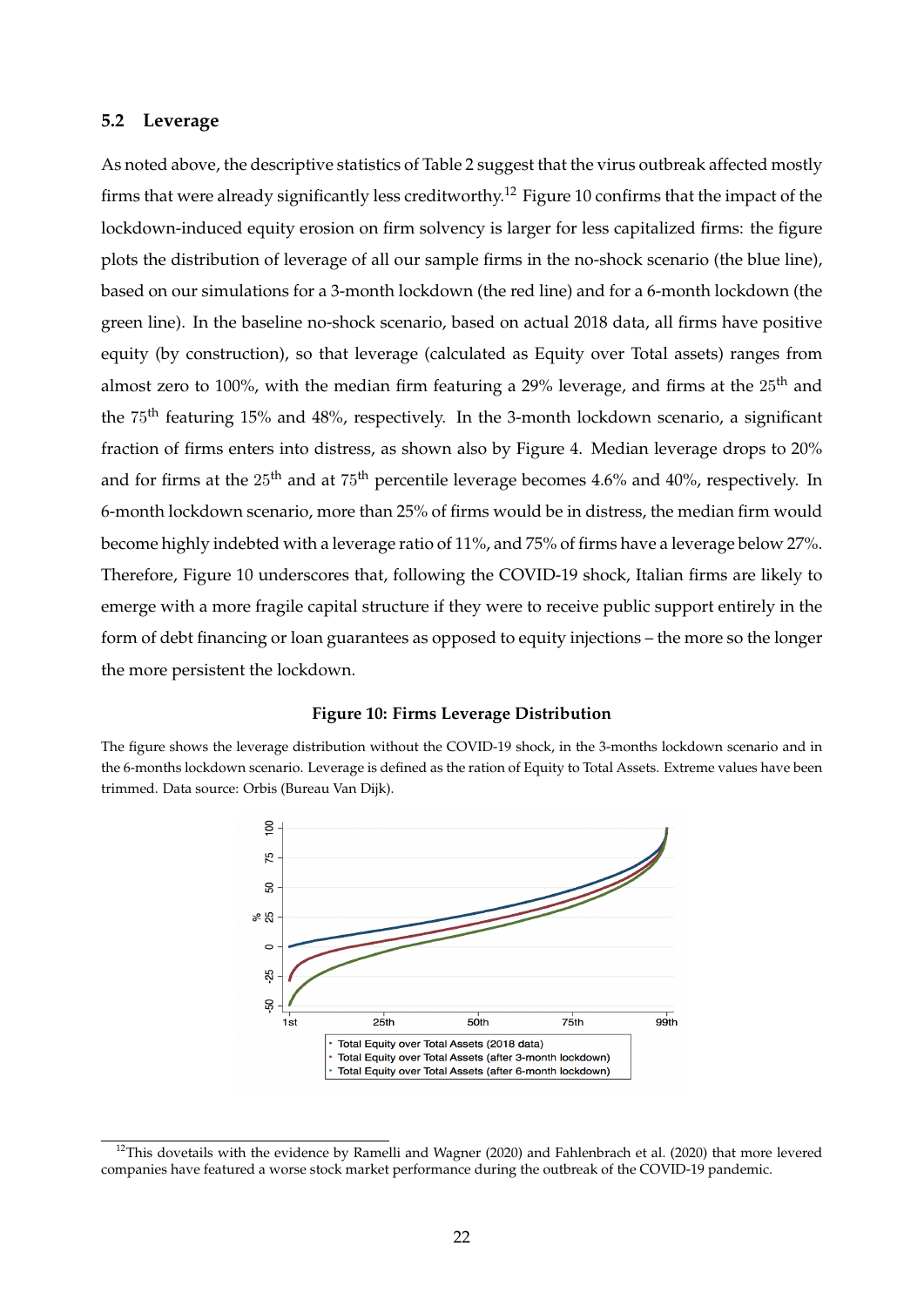### 5.2 Leverage

As noted above, the descriptive statistics of Table 2 suggest that the virus outbreak affected mostly firms that were already significantly less creditworthy.[12] Figure 10 confirms that the impact of the lockdown-induced equity erosion on firm solvency is larger for less capitalized firms: the figure plots the distribution of leverage of all our sample firms in the no-shock scenario (the blue line), based on our simulations for a 3-month lockdown (the red line) and for a 6-month lockdown (the green line). In the baseline no-shock scenario, based on actual 2018 data, all firms have positive equity (by construction), so that leverage (calculated as Equity over Total assets) ranges from almost zero to 100%, with the median firm featuring a 29% leverage, and firms at the 25$^{th}$ and the 75$^{th}$ featuring 15% and 48%, respectively. In the 3-month lockdown scenario, a significant fraction of firms enters into distress, as shown also by Figure 4. Median leverage drops to 20% and for firms at the 25$^{th}$ and at 75$^{th}$ percentile leverage becomes 4.6% and 40%, respectively. In 6-month lockdown scenario, more than 25% of firms would be in distress, the median firm would become highly indebted with a leverage ratio of 11%, and 75% of firms have a leverage below 27%. Therefore, Figure 10 underscores that, following the COVID-19 shock, Italian firms are likely to emerge with a more fragile capital structure if they were to receive public support entirely in the form of debt financing or loan guarantees as opposed to equity injections – the more so the longer the more persistent the lockdown.

**Figure 10: Firms Leverage Distribution**

The figure shows the leverage distribution without the COVID-19 shock, in the 3-months lockdown scenario and in the 6-months lockdown scenario. Leverage is defined as the ration of Equity to Total Assets. Extreme values have been trimmed. Data source: Orbis (Bureau Van Dijk).

[12] This dovetails with the evidence by Ramelli and Wagner (2020) and Fahlenbrach et al. (2020) that more levered companies have featured a worse stock market performance during the outbreak of the COVID-19 pandemic.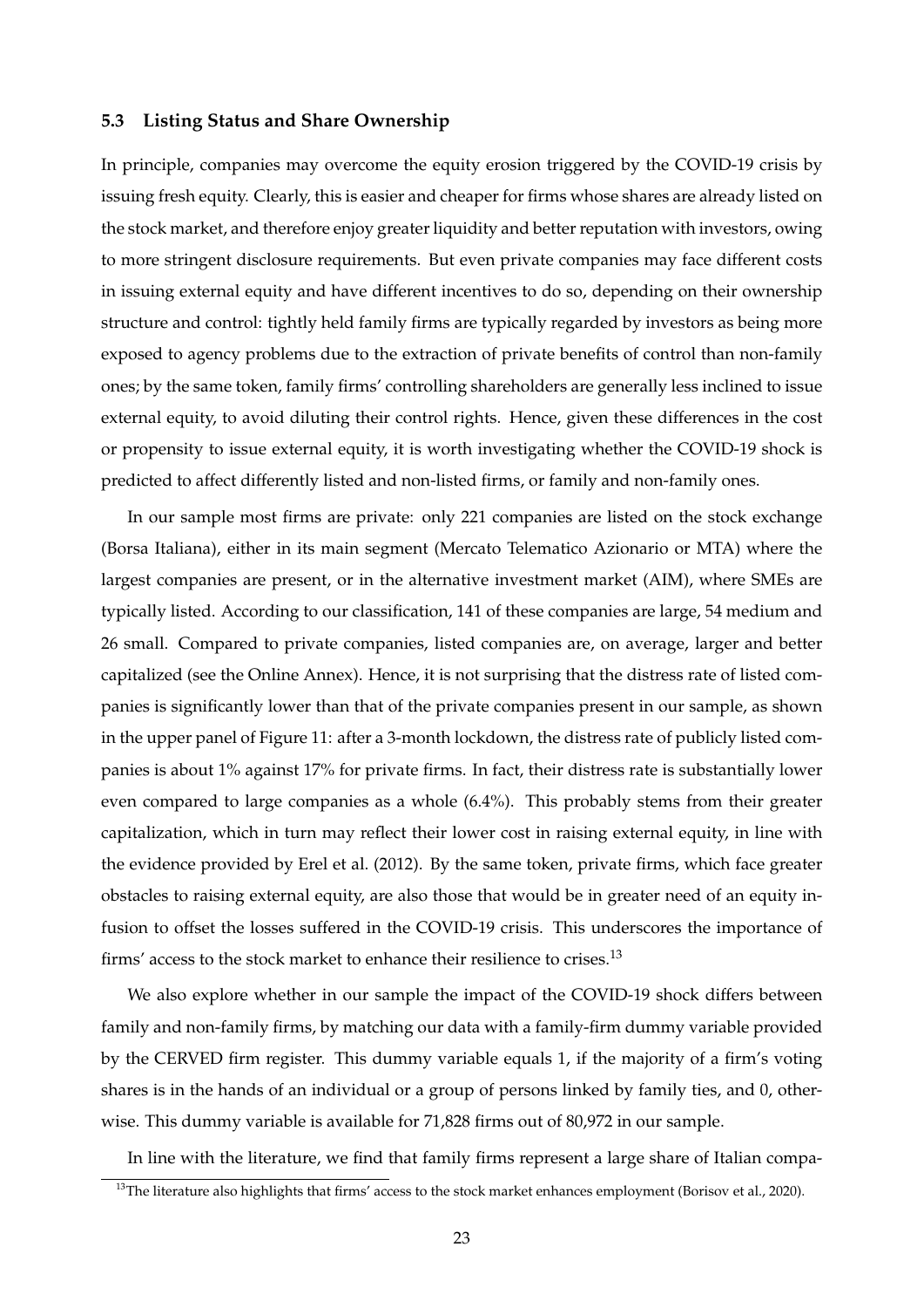### 5.3 Listing Status and Share Ownership

In principle, companies may overcome the equity erosion triggered by the COVID-19 crisis by issuing fresh equity. Clearly, this is easier and cheaper for firms whose shares are already listed on the stock market, and therefore enjoy greater liquidity and better reputation with investors, owing to more stringent disclosure requirements. But even private companies may face different costs in issuing external equity and have different incentives to do so, depending on their ownership structure and control: tightly held family firms are typically regarded by investors as being more exposed to agency problems due to the extraction of private benefits of control than non-family ones; by the same token, family firms' controlling shareholders are generally less inclined to issue external equity, to avoid diluting their control rights. Hence, given these differences in the cost or propensity to issue external equity, it is worth investigating whether the COVID-19 shock is predicted to affect differently listed and non-listed firms, or family and non-family ones.

In our sample most firms are private: only 221 companies are listed on the stock exchange (Borsa Italiana), either in its main segment (Mercato Telematico Azionario or MTA) where the largest companies are present, or in the alternative investment market (AIM), where SMEs are typically listed. According to our classification, 141 of these companies are large, 54 medium and 26 small. Compared to private companies, listed companies are, on average, larger and better capitalized (see the Online Annex). Hence, it is not surprising that the distress rate of listed companies is significantly lower than that of the private companies present in our sample, as shown in the upper panel of Figure 11: after a 3-month lockdown, the distress rate of publicly listed companies is about 1% against 17% for private firms. In fact, their distress rate is substantially lower even compared to large companies as a whole (6.4%). This probably stems from their greater capitalization, which in turn may reflect their lower cost in raising external equity, in line with the evidence provided by Erel et al. (2012). By the same token, private firms, which face greater obstacles to raising external equity, are also those that would be in greater need of an equity infusion to offset the losses suffered in the COVID-19 crisis. This underscores the importance of firms' access to the stock market to enhance their resilience to crises.[13]

We also explore whether in our sample the impact of the COVID-19 shock differs between family and non-family firms, by matching our data with a family-firm dummy variable provided by the CERVED firm register. This dummy variable equals 1, if the majority of a firm's voting shares is in the hands of an individual or a group of persons linked by family ties, and 0, otherwise. This dummy variable is available for 71,828 firms out of 80,972 in our sample.

In line with the literature, we find that family firms represent a large share of Italian compa-

[13] The literature also highlights that firms' access to the stock market enhances employment (Borisov et al., 2020).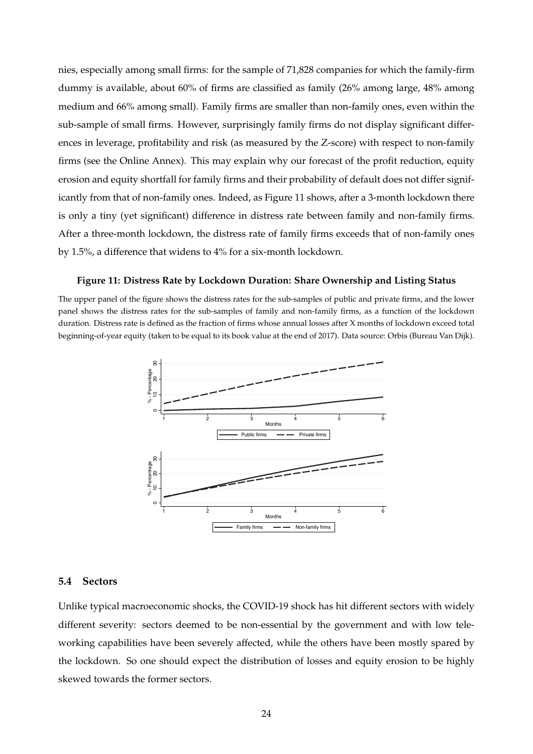nies, especially among small firms: for the sample of 71,828 companies for which the family-firm dummy is available, about 60% of firms are classified as family (26% among large, 48% among medium and 66% among small). Family firms are smaller than non-family ones, even within the sub-sample of small firms. However, surprisingly family firms do not display significant differences in leverage, profitability and risk (as measured by the Z-score) with respect to non-family firms (see the Online Annex). This may explain why our forecast of the profit reduction, equity erosion and equity shortfall for family firms and their probability of default does not differ significantly from that of non-family ones. Indeed, as Figure 11 shows, after a 3-month lockdown there is only a tiny (yet significant) difference in distress rate between family and non-family firms. After a three-month lockdown, the distress rate of family firms exceeds that of non-family ones by 1.5%, a difference that widens to 4% for a six-month lockdown.

**Figure 11: Distress Rate by Lockdown Duration: Share Ownership and Listing Status**

The upper panel of the figure shows the distress rates for the sub-samples of public and private firms, and the lower panel shows the distress rates for the sub-samples of family and non-family firms, as a function of the lockdown duration. Distress rate is defined as the fraction of firms whose annual losses after X months of lockdown exceed total beginning-of-year equity (taken to be equal to its book value at the end of 2017). Data source: Orbis (Bureau Van Dijk).

### 5.4 Sectors

Unlike typical macroeconomic shocks, the COVID-19 shock has hit different sectors with widely different severity: sectors deemed to be non-essential by the government and with low teleworking capabilities have been severely affected, while the others have been mostly spared by the lockdown. So one should expect the distribution of losses and equity erosion to be highly skewed towards the former sectors.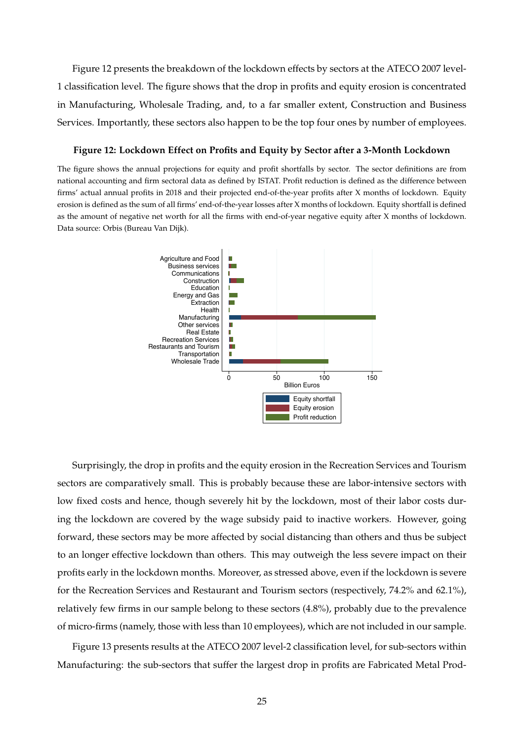Figure 12 presents the breakdown of the lockdown effects by sectors at the ATECO 2007 level-1 classification level. The figure shows that the drop in profits and equity erosion is concentrated in Manufacturing, Wholesale Trading, and, to a far smaller extent, Construction and Business Services. Importantly, these sectors also happen to be the top four ones by number of employees.

**Figure 12: Lockdown Effect on Profits and Equity by Sector after a 3-Month Lockdown**

The figure shows the annual projections for equity and profit shortfalls by sector. The sector definitions are from national accounting and firm sectoral data as defined by ISTAT. Profit reduction is defined as the difference between firms' actual annual profits in 2018 and their projected end-of-the-year profits after X months of lockdown. Equity erosion is defined as the sum of all firms' end-of-the-year losses after X months of lockdown. Equity shortfall is defined as the amount of negative net worth for all the firms with end-of-year negative equity after X months of lockdown. Data source: Orbis (Bureau Van Dijk).

Surprisingly, the drop in profits and the equity erosion in the Recreation Services and Tourism sectors are comparatively small. This is probably because these are labor-intensive sectors with low fixed costs and hence, though severely hit by the lockdown, most of their labor costs during the lockdown are covered by the wage subsidy paid to inactive workers. However, going forward, these sectors may be more affected by social distancing than others and thus be subject to an longer effective lockdown than others. This may outweigh the less severe impact on their profits early in the lockdown months. Moreover, as stressed above, even if the lockdown is severe for the Recreation Services and Restaurant and Tourism sectors (respectively, 74.2% and 62.1%), relatively few firms in our sample belong to these sectors (4.8%), probably due to the prevalence of micro-firms (namely, those with less than 10 employees), which are not included in our sample.

Figure 13 presents results at the ATECO 2007 level-2 classification level, for sub-sectors within Manufacturing: the sub-sectors that suffer the largest drop in profits are Fabricated Metal Prod-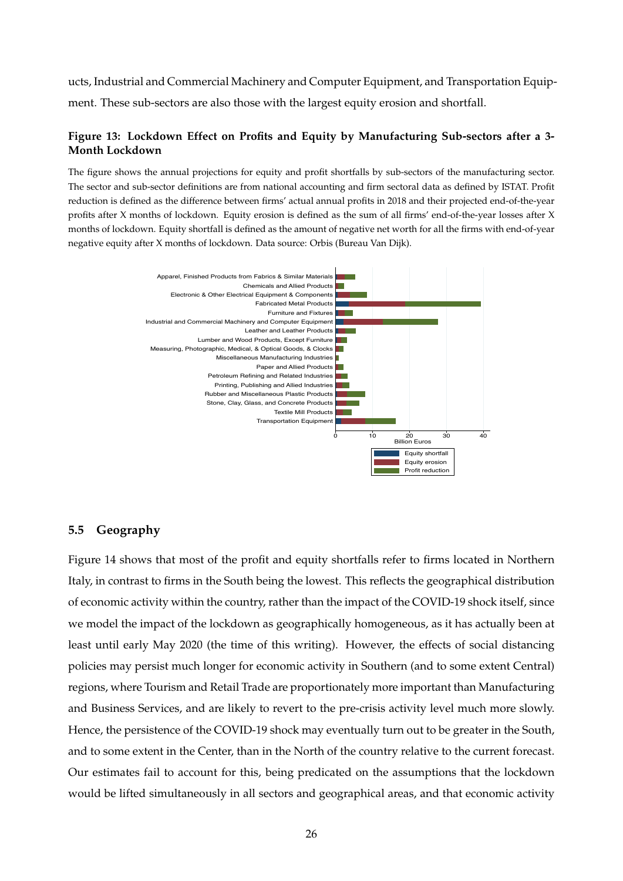ucts, Industrial and Commercial Machinery and Computer Equipment, and Transportation Equipment. These sub-sectors are also those with the largest equity erosion and shortfall.

**Figure 13: Lockdown Effect on Profits and Equity by Manufacturing Sub-sectors after a 3-Month Lockdown**

The figure shows the annual projections for equity and profit shortfalls by sub-sectors of the manufacturing sector. The sector and sub-sector definitions are from national accounting and firm sectoral data as defined by ISTAT. Profit reduction is defined as the difference between firms' actual annual profits in 2018 and their projected end-of-the-year profits after X months of lockdown. Equity erosion is defined as the sum of all firms' end-of-the-year losses after X months of lockdown. Equity shortfall is defined as the amount of negative net worth for all the firms with end-of-year negative equity after X months of lockdown. Data source: Orbis (Bureau Van Dijk).

## 5.5 Geography

Figure 14 shows that most of the profit and equity shortfalls refer to firms located in Northern Italy, in contrast to firms in the South being the lowest. This reflects the geographical distribution of economic activity within the country, rather than the impact of the COVID-19 shock itself, since we model the impact of the lockdown as geographically homogeneous, as it has actually been at least until early May 2020 (the time of this writing). However, the effects of social distancing policies may persist much longer for economic activity in Southern (and to some extent Central) regions, where Tourism and Retail Trade are proportionately more important than Manufacturing and Business Services, and are likely to revert to the pre-crisis activity level much more slowly. Hence, the persistence of the COVID-19 shock may eventually turn out to be greater in the South, and to some extent in the Center, than in the North of the country relative to the current forecast. Our estimates fail to account for this, being predicated on the assumptions that the lockdown would be lifted simultaneously in all sectors and geographical areas, and that economic activity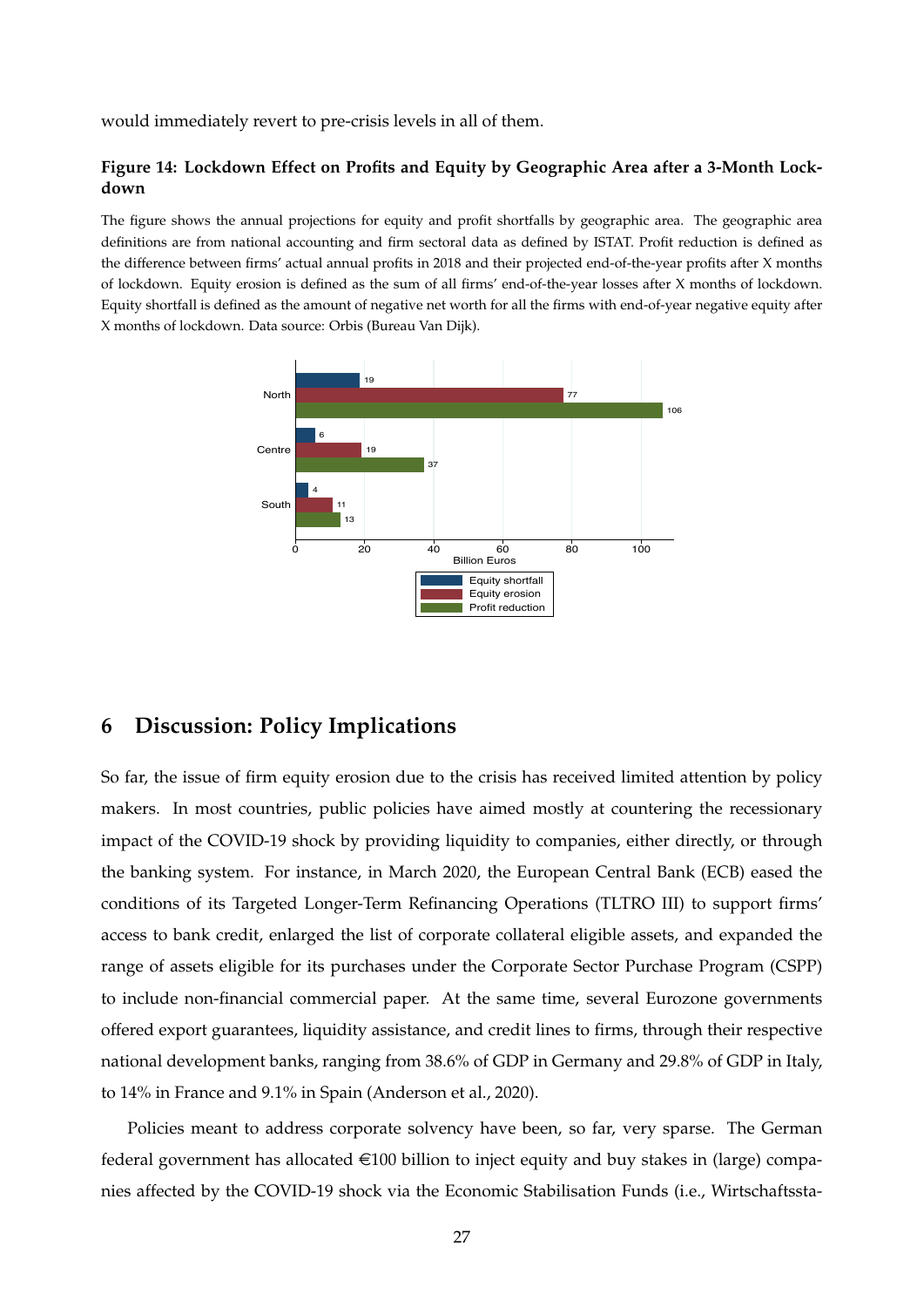would immediately revert to pre-crisis levels in all of them.

**Figure 14: Lockdown Effect on Profits and Equity by Geographic Area after a 3-Month Lockdown**

The figure shows the annual projections for equity and profit shortfalls by geographic area. The geographic area definitions are from national accounting and firm sectoral data as defined by ISTAT. Profit reduction is defined as the difference between firms' actual annual profits in 2018 and their projected end-of-the-year profits after X months of lockdown. Equity erosion is defined as the sum of all firms' end-of-the-year losses after X months of lockdown. Equity shortfall is defined as the amount of negative net worth for all the firms with end-of-year negative equity after X months of lockdown. Data source: Orbis (Bureau Van Dijk).

| Area | Equity shortfall | Equity erosion | Profit reduction |
|---|---|---|---|
| North | 19 | 77 | 106 |
| Centre | 6 | 19 | 37 |
| South | 4 | 11 | 13 |

Billion Euros

## 6 Discussion: Policy Implications

So far, the issue of firm equity erosion due to the crisis has received limited attention by policy makers. In most countries, public policies have aimed mostly at countering the recessionary impact of the COVID-19 shock by providing liquidity to companies, either directly, or through the banking system. For instance, in March 2020, the European Central Bank (ECB) eased the conditions of its Targeted Longer-Term Refinancing Operations (TLTRO III) to support firms' access to bank credit, enlarged the list of corporate collateral eligible assets, and expanded the range of assets eligible for its purchases under the Corporate Sector Purchase Program (CSPP) to include non-financial commercial paper. At the same time, several Eurozone governments offered export guarantees, liquidity assistance, and credit lines to firms, through their respective national development banks, ranging from 38.6% of GDP in Germany and 29.8% of GDP in Italy, to 14% in France and 9.1% in Spain (Anderson et al., 2020).

Policies meant to address corporate solvency have been, so far, very sparse. The German federal government has allocated €100 billion to inject equity and buy stakes in (large) companies affected by the COVID-19 shock via the Economic Stabilisation Funds (i.e., Wirtschaftssta-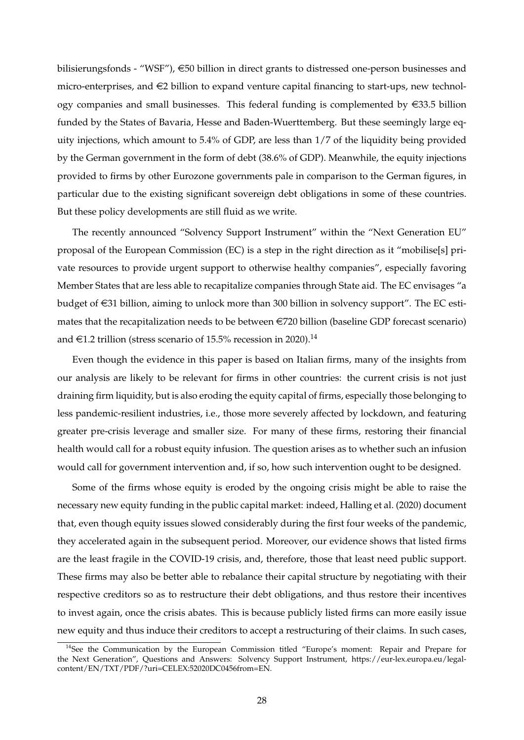bilisierungsfonds - "WSF"), €50 billion in direct grants to distressed one-person businesses and micro-enterprises, and €2 billion to expand venture capital financing to start-ups, new technology companies and small businesses. This federal funding is complemented by €33.5 billion funded by the States of Bavaria, Hesse and Baden-Wuerttemberg. But these seemingly large equity injections, which amount to 5.4% of GDP, are less than 1/7 of the liquidity being provided by the German government in the form of debt (38.6% of GDP). Meanwhile, the equity injections provided to firms by other Eurozone governments pale in comparison to the German figures, in particular due to the existing significant sovereign debt obligations in some of these countries. But these policy developments are still fluid as we write.

The recently announced "Solvency Support Instrument" within the "Next Generation EU" proposal of the European Commission (EC) is a step in the right direction as it "mobilise[s] private resources to provide urgent support to otherwise healthy companies", especially favoring Member States that are less able to recapitalize companies through State aid. The EC envisages "a budget of €31 billion, aiming to unlock more than 300 billion in solvency support". The EC estimates that the recapitalization needs to be between €720 billion (baseline GDP forecast scenario) and €1.2 trillion (stress scenario of 15.5% recession in 2020).[14]

Even though the evidence in this paper is based on Italian firms, many of the insights from our analysis are likely to be relevant for firms in other countries: the current crisis is not just draining firm liquidity, but is also eroding the equity capital of firms, especially those belonging to less pandemic-resilient industries, i.e., those more severely affected by lockdown, and featuring greater pre-crisis leverage and smaller size. For many of these firms, restoring their financial health would call for a robust equity infusion. The question arises as to whether such an infusion would call for government intervention and, if so, how such intervention ought to be designed.

Some of the firms whose equity is eroded by the ongoing crisis might be able to raise the necessary new equity funding in the public capital market: indeed, Halling et al. (2020) document that, even though equity issues slowed considerably during the first four weeks of the pandemic, they accelerated again in the subsequent period. Moreover, our evidence shows that listed firms are the least fragile in the COVID-19 crisis, and, therefore, those that least need public support. These firms may also be better able to rebalance their capital structure by negotiating with their respective creditors so as to restructure their debt obligations, and thus restore their incentives to invest again, once the crisis abates. This is because publicly listed firms can more easily issue new equity and thus induce their creditors to accept a restructuring of their claims. In such cases,

[14] See the Communication by the European Commission titled "Europe's moment: Repair and Prepare for the Next Generation", Questions and Answers: Solvency Support Instrument, https://eur-lex.europa.eu/legal-content/EN/TXT/PDF/?uri=CELEX:52020DC0456from=EN.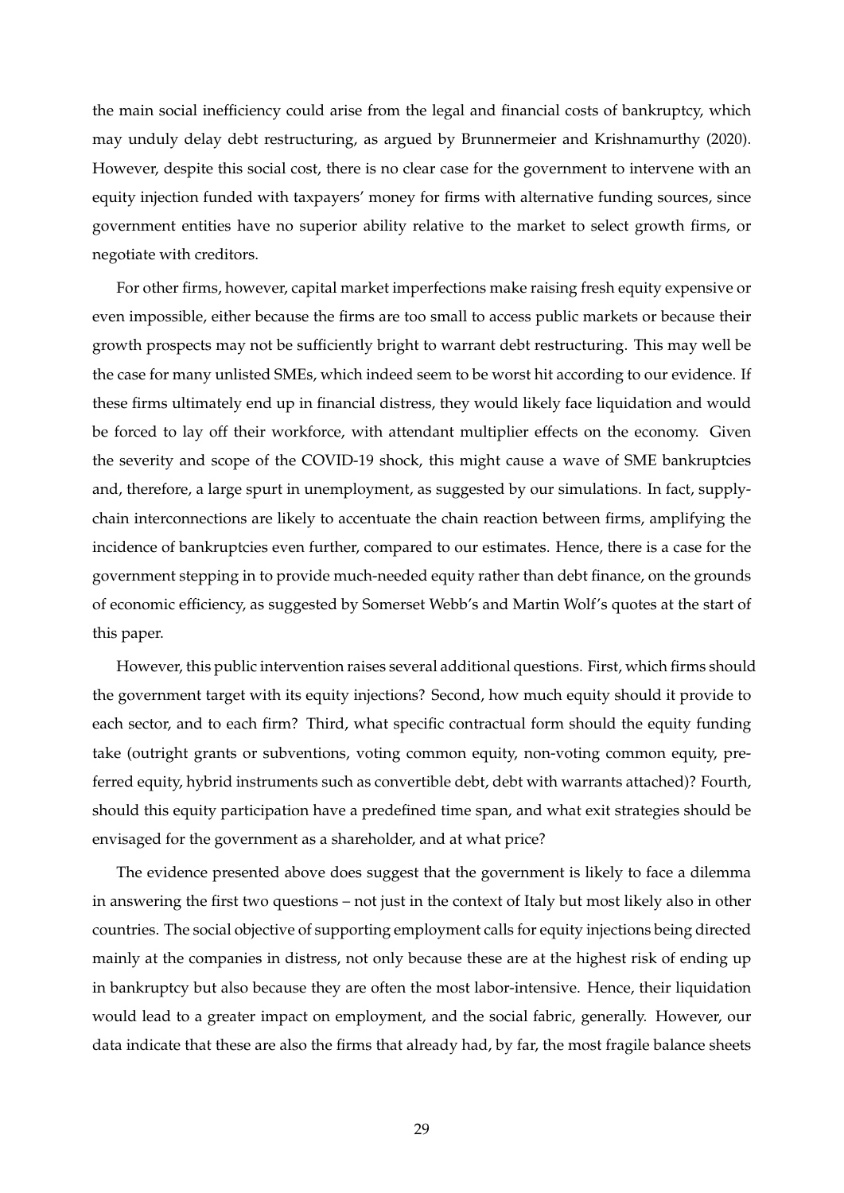the main social inefficiency could arise from the legal and financial costs of bankruptcy, which may unduly delay debt restructuring, as argued by Brunnermeier and Krishnamurthy (2020). However, despite this social cost, there is no clear case for the government to intervene with an equity injection funded with taxpayers' money for firms with alternative funding sources, since government entities have no superior ability relative to the market to select growth firms, or negotiate with creditors.

For other firms, however, capital market imperfections make raising fresh equity expensive or even impossible, either because the firms are too small to access public markets or because their growth prospects may not be sufficiently bright to warrant debt restructuring. This may well be the case for many unlisted SMEs, which indeed seem to be worst hit according to our evidence. If these firms ultimately end up in financial distress, they would likely face liquidation and would be forced to lay off their workforce, with attendant multiplier effects on the economy. Given the severity and scope of the COVID-19 shock, this might cause a wave of SME bankruptcies and, therefore, a large spurt in unemployment, as suggested by our simulations. In fact, supply-chain interconnections are likely to accentuate the chain reaction between firms, amplifying the incidence of bankruptcies even further, compared to our estimates. Hence, there is a case for the government stepping in to provide much-needed equity rather than debt finance, on the grounds of economic efficiency, as suggested by Somerset Webb's and Martin Wolf's quotes at the start of this paper.

However, this public intervention raises several additional questions. First, which firms should the government target with its equity injections? Second, how much equity should it provide to each sector, and to each firm? Third, what specific contractual form should the equity funding take (outright grants or subventions, voting common equity, non-voting common equity, preferred equity, hybrid instruments such as convertible debt, debt with warrants attached)? Fourth, should this equity participation have a predefined time span, and what exit strategies should be envisaged for the government as a shareholder, and at what price?

The evidence presented above does suggest that the government is likely to face a dilemma in answering the first two questions – not just in the context of Italy but most likely also in other countries. The social objective of supporting employment calls for equity injections being directed mainly at the companies in distress, not only because these are at the highest risk of ending up in bankruptcy but also because they are often the most labor-intensive. Hence, their liquidation would lead to a greater impact on employment, and the social fabric, generally. However, our data indicate that these are also the firms that already had, by far, the most fragile balance sheets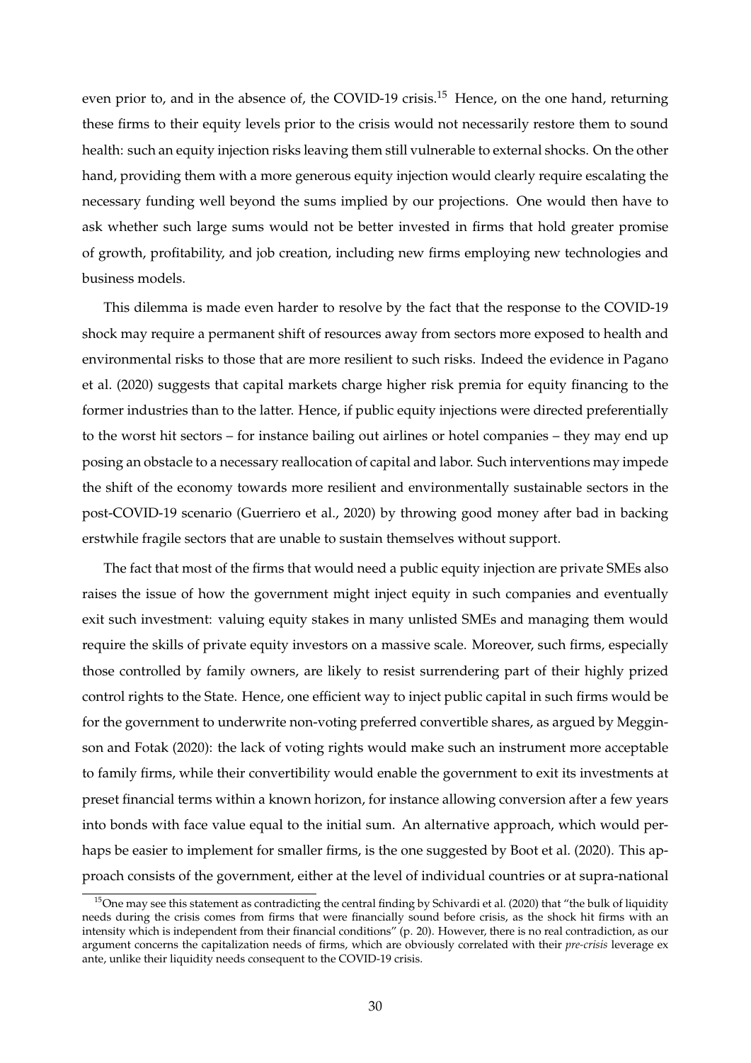even prior to, and in the absence of, the COVID-19 crisis.[15] Hence, on the one hand, returning these firms to their equity levels prior to the crisis would not necessarily restore them to sound health: such an equity injection risks leaving them still vulnerable to external shocks. On the other hand, providing them with a more generous equity injection would clearly require escalating the necessary funding well beyond the sums implied by our projections. One would then have to ask whether such large sums would not be better invested in firms that hold greater promise of growth, profitability, and job creation, including new firms employing new technologies and business models.

This dilemma is made even harder to resolve by the fact that the response to the COVID-19 shock may require a permanent shift of resources away from sectors more exposed to health and environmental risks to those that are more resilient to such risks. Indeed the evidence in Pagano et al. (2020) suggests that capital markets charge higher risk premia for equity financing to the former industries than to the latter. Hence, if public equity injections were directed preferentially to the worst hit sectors – for instance bailing out airlines or hotel companies – they may end up posing an obstacle to a necessary reallocation of capital and labor. Such interventions may impede the shift of the economy towards more resilient and environmentally sustainable sectors in the post-COVID-19 scenario (Guerriero et al., 2020) by throwing good money after bad in backing erstwhile fragile sectors that are unable to sustain themselves without support.

The fact that most of the firms that would need a public equity injection are private SMEs also raises the issue of how the government might inject equity in such companies and eventually exit such investment: valuing equity stakes in many unlisted SMEs and managing them would require the skills of private equity investors on a massive scale. Moreover, such firms, especially those controlled by family owners, are likely to resist surrendering part of their highly prized control rights to the State. Hence, one efficient way to inject public capital in such firms would be for the government to underwrite non-voting preferred convertible shares, as argued by Megginson and Fotak (2020): the lack of voting rights would make such an instrument more acceptable to family firms, while their convertibility would enable the government to exit its investments at preset financial terms within a known horizon, for instance allowing conversion after a few years into bonds with face value equal to the initial sum. An alternative approach, which would perhaps be easier to implement for smaller firms, is the one suggested by Boot et al. (2020). This approach consists of the government, either at the level of individual countries or at supra-national

[15] One may see this statement as contradicting the central finding by Schivardi et al. (2020) that "the bulk of liquidity needs during the crisis comes from firms that were financially sound before crisis, as the shock hit firms with an intensity which is independent from their financial conditions" (p. 20). However, there is no real contradiction, as our argument concerns the capitalization needs of firms, which are obviously correlated with their *pre-crisis* leverage ex ante, unlike their liquidity needs consequent to the COVID-19 crisis.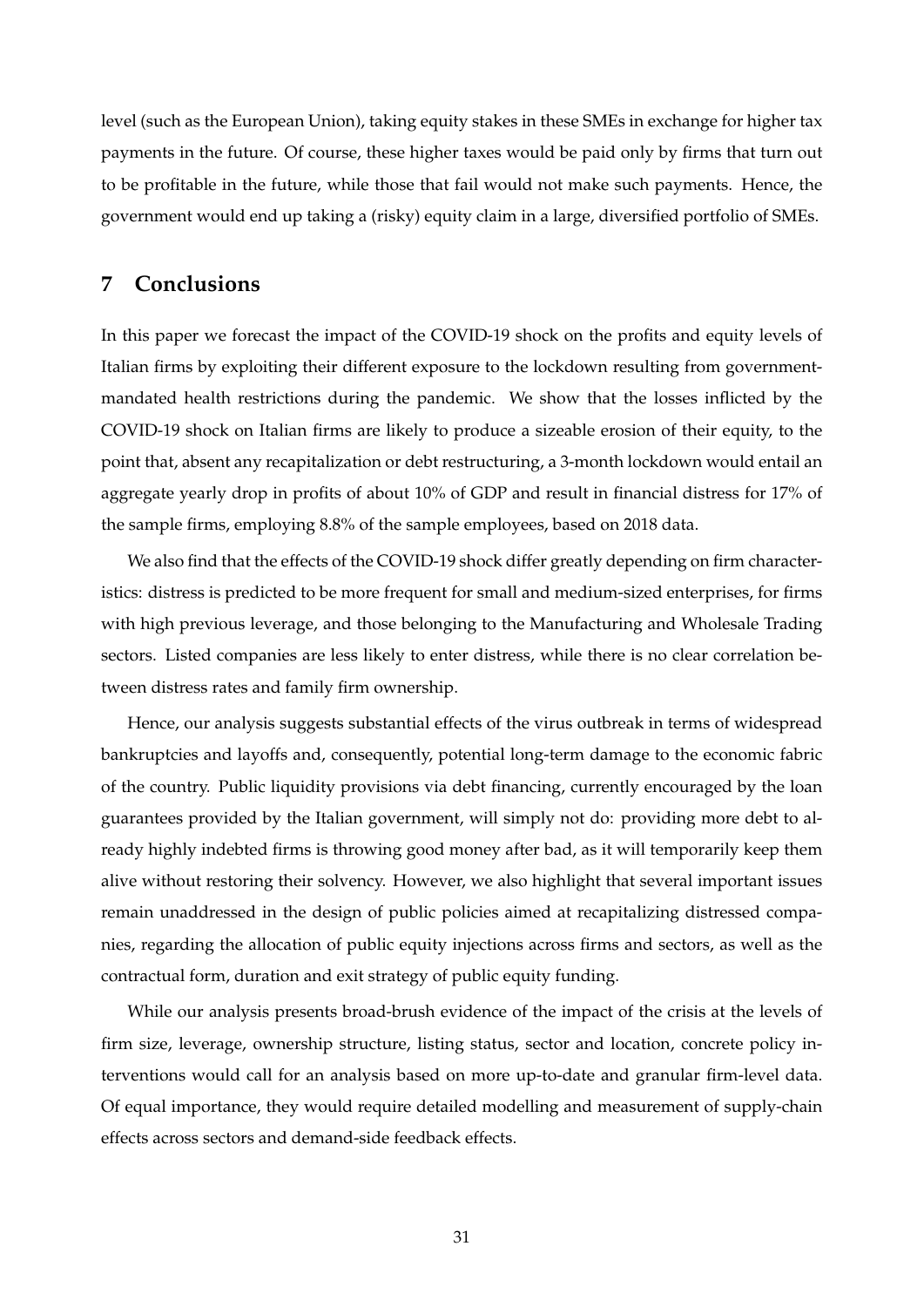level (such as the European Union), taking equity stakes in these SMEs in exchange for higher tax payments in the future. Of course, these higher taxes would be paid only by firms that turn out to be profitable in the future, while those that fail would not make such payments. Hence, the government would end up taking a (risky) equity claim in a large, diversified portfolio of SMEs.

## 7 Conclusions

In this paper we forecast the impact of the COVID-19 shock on the profits and equity levels of Italian firms by exploiting their different exposure to the lockdown resulting from government-mandated health restrictions during the pandemic. We show that the losses inflicted by the COVID-19 shock on Italian firms are likely to produce a sizeable erosion of their equity, to the point that, absent any recapitalization or debt restructuring, a 3-month lockdown would entail an aggregate yearly drop in profits of about 10% of GDP and result in financial distress for 17% of the sample firms, employing 8.8% of the sample employees, based on 2018 data.

We also find that the effects of the COVID-19 shock differ greatly depending on firm characteristics: distress is predicted to be more frequent for small and medium-sized enterprises, for firms with high previous leverage, and those belonging to the Manufacturing and Wholesale Trading sectors. Listed companies are less likely to enter distress, while there is no clear correlation between distress rates and family firm ownership.

Hence, our analysis suggests substantial effects of the virus outbreak in terms of widespread bankruptcies and layoffs and, consequently, potential long-term damage to the economic fabric of the country. Public liquidity provisions via debt financing, currently encouraged by the loan guarantees provided by the Italian government, will simply not do: providing more debt to already highly indebted firms is throwing good money after bad, as it will temporarily keep them alive without restoring their solvency. However, we also highlight that several important issues remain unaddressed in the design of public policies aimed at recapitalizing distressed companies, regarding the allocation of public equity injections across firms and sectors, as well as the contractual form, duration and exit strategy of public equity funding.

While our analysis presents broad-brush evidence of the impact of the crisis at the levels of firm size, leverage, ownership structure, listing status, sector and location, concrete policy interventions would call for an analysis based on more up-to-date and granular firm-level data. Of equal importance, they would require detailed modelling and measurement of supply-chain effects across sectors and demand-side feedback effects.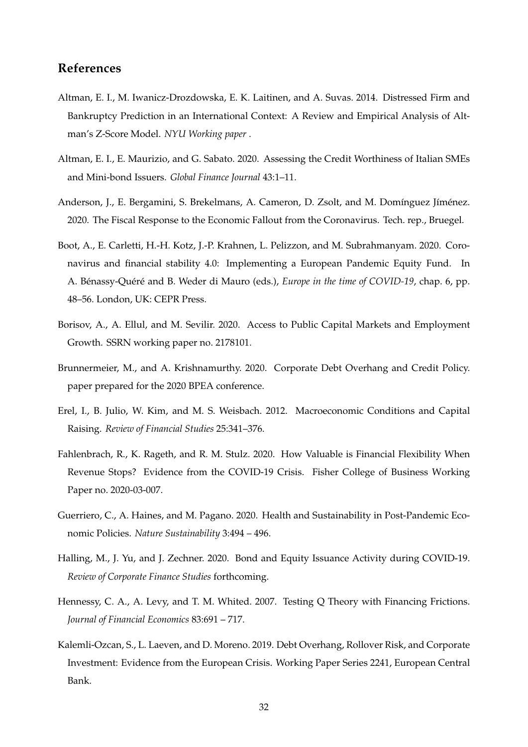## References

Altman, E. I., M. Iwanicz-Drozdowska, E. K. Laitinen, and A. Suvas. 2014. Distressed Firm and Bankruptcy Prediction in an International Context: A Review and Empirical Analysis of Altman's Z-Score Model. *NYU Working paper* .

Altman, E. I., E. Maurizio, and G. Sabato. 2020. Assessing the Credit Worthiness of Italian SMEs and Mini-bond Issuers. *Global Finance Journal* 43:1–11.

Anderson, J., E. Bergamini, S. Brekelmans, A. Cameron, D. Zsolt, and M. Domínguez Jíménez. 2020. The Fiscal Response to the Economic Fallout from the Coronavirus. Tech. rep., Bruegel.

Boot, A., E. Carletti, H.-H. Kotz, J.-P. Krahnen, L. Pelizzon, and M. Subrahmanyam. 2020. Coronavirus and financial stability 4.0: Implementing a European Pandemic Equity Fund. In A. Bénassy-Quéré and B. Weder di Mauro (eds.), *Europe in the time of COVID-19*, chap. 6, pp. 48–56. London, UK: CEPR Press.

Borisov, A., A. Ellul, and M. Sevilir. 2020. Access to Public Capital Markets and Employment Growth. SSRN working paper no. 2178101.

Brunnermeier, M., and A. Krishnamurthy. 2020. Corporate Debt Overhang and Credit Policy. paper prepared for the 2020 BPEA conference.

Erel, I., B. Julio, W. Kim, and M. S. Weisbach. 2012. Macroeconomic Conditions and Capital Raising. *Review of Financial Studies* 25:341–376.

Fahlenbrach, R., K. Rageth, and R. M. Stulz. 2020. How Valuable is Financial Flexibility When Revenue Stops? Evidence from the COVID-19 Crisis. Fisher College of Business Working Paper no. 2020-03-007.

Guerriero, C., A. Haines, and M. Pagano. 2020. Health and Sustainability in Post-Pandemic Economic Policies. *Nature Sustainability* 3:494 – 496.

Halling, M., J. Yu, and J. Zechner. 2020. Bond and Equity Issuance Activity during COVID-19. *Review of Corporate Finance Studies* forthcoming.

Hennessy, C. A., A. Levy, and T. M. Whited. 2007. Testing Q Theory with Financing Frictions. *Journal of Financial Economics* 83:691 – 717.

Kalemli-Ozcan, S., L. Laeven, and D. Moreno. 2019. Debt Overhang, Rollover Risk, and Corporate Investment: Evidence from the European Crisis. Working Paper Series 2241, European Central Bank.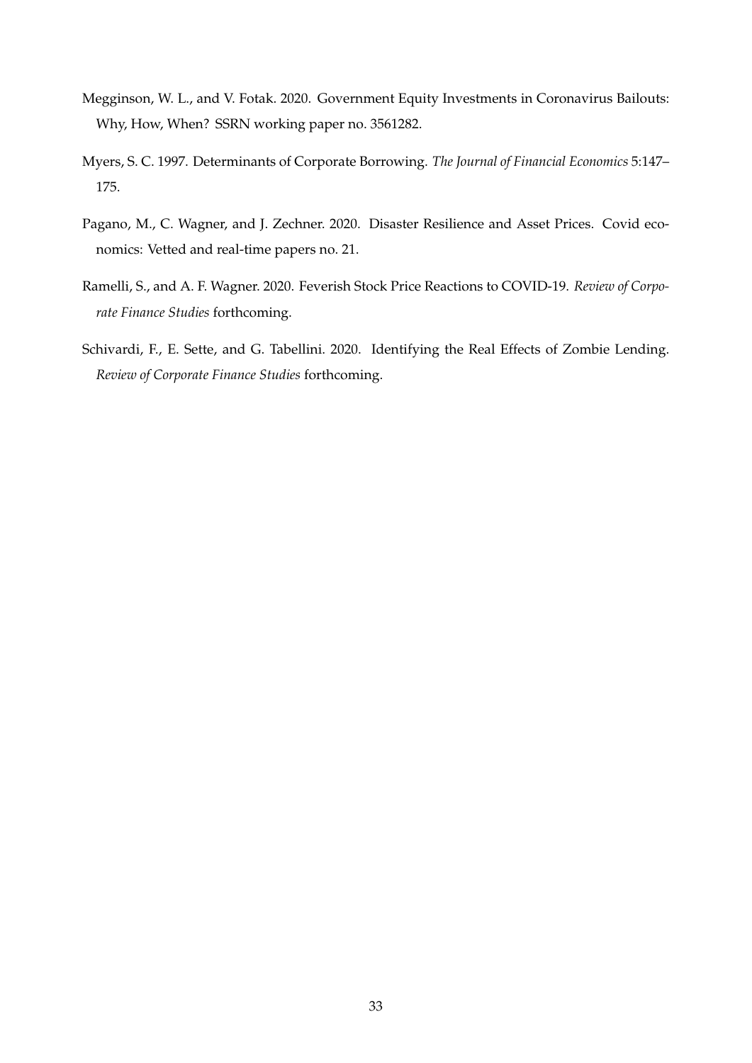Megginson, W. L., and V. Fotak. 2020. Government Equity Investments in Coronavirus Bailouts: Why, How, When? SSRN working paper no. 3561282.

Myers, S. C. 1997. Determinants of Corporate Borrowing. *The Journal of Financial Economics* 5:147–175.

Pagano, M., C. Wagner, and J. Zechner. 2020. Disaster Resilience and Asset Prices. Covid economics: Vetted and real-time papers no. 21.

Ramelli, S., and A. F. Wagner. 2020. Feverish Stock Price Reactions to COVID-19. *Review of Corporate Finance Studies* forthcoming.

Schivardi, F., E. Sette, and G. Tabellini. 2020. Identifying the Real Effects of Zombie Lending. *Review of Corporate Finance Studies* forthcoming.